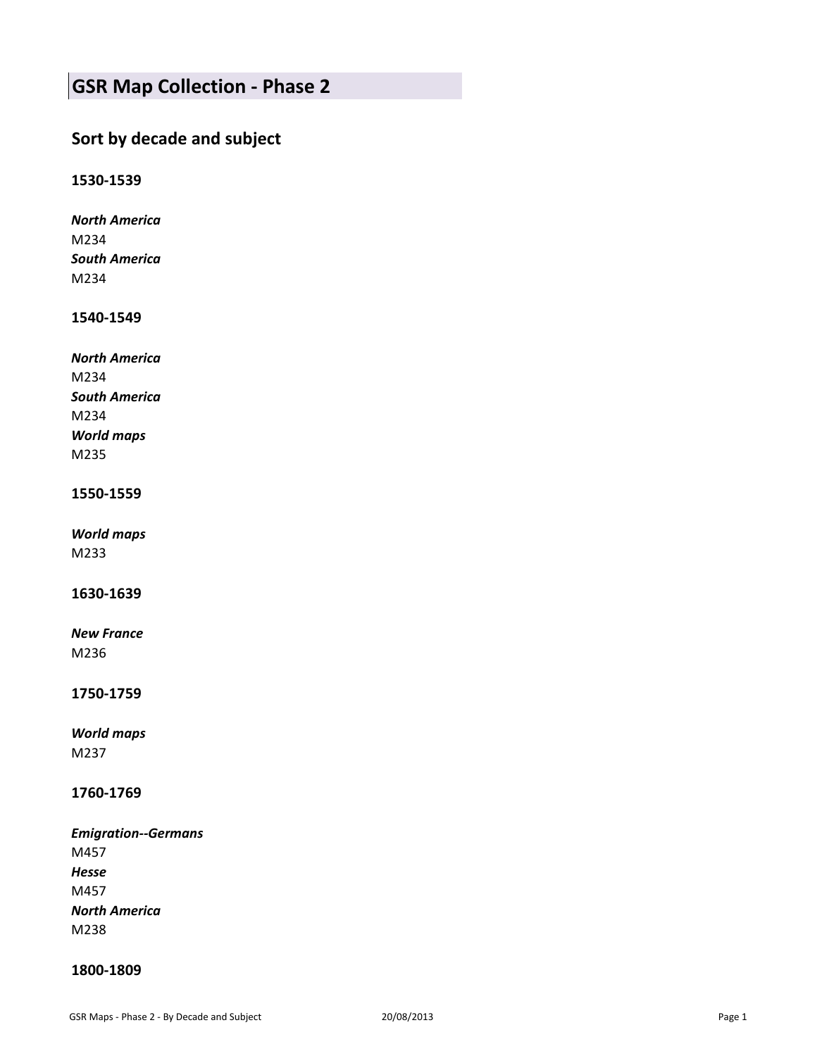# GSR Map Collection - Phase 2

## Sort by decade and subject

### 1530-1539

***North America***
M234
***South America***
M234

### 1540-1549

***North America***
M234
***South America***
M234
***World maps***
M235

### 1550-1559

***World maps***
M233

### 1630-1639

***New France***
M236

### 1750-1759

***World maps***
M237

### 1760-1769

***Emigration--Germans***
M457
***Hesse***
M457
***North America***
M238

### 1800-1809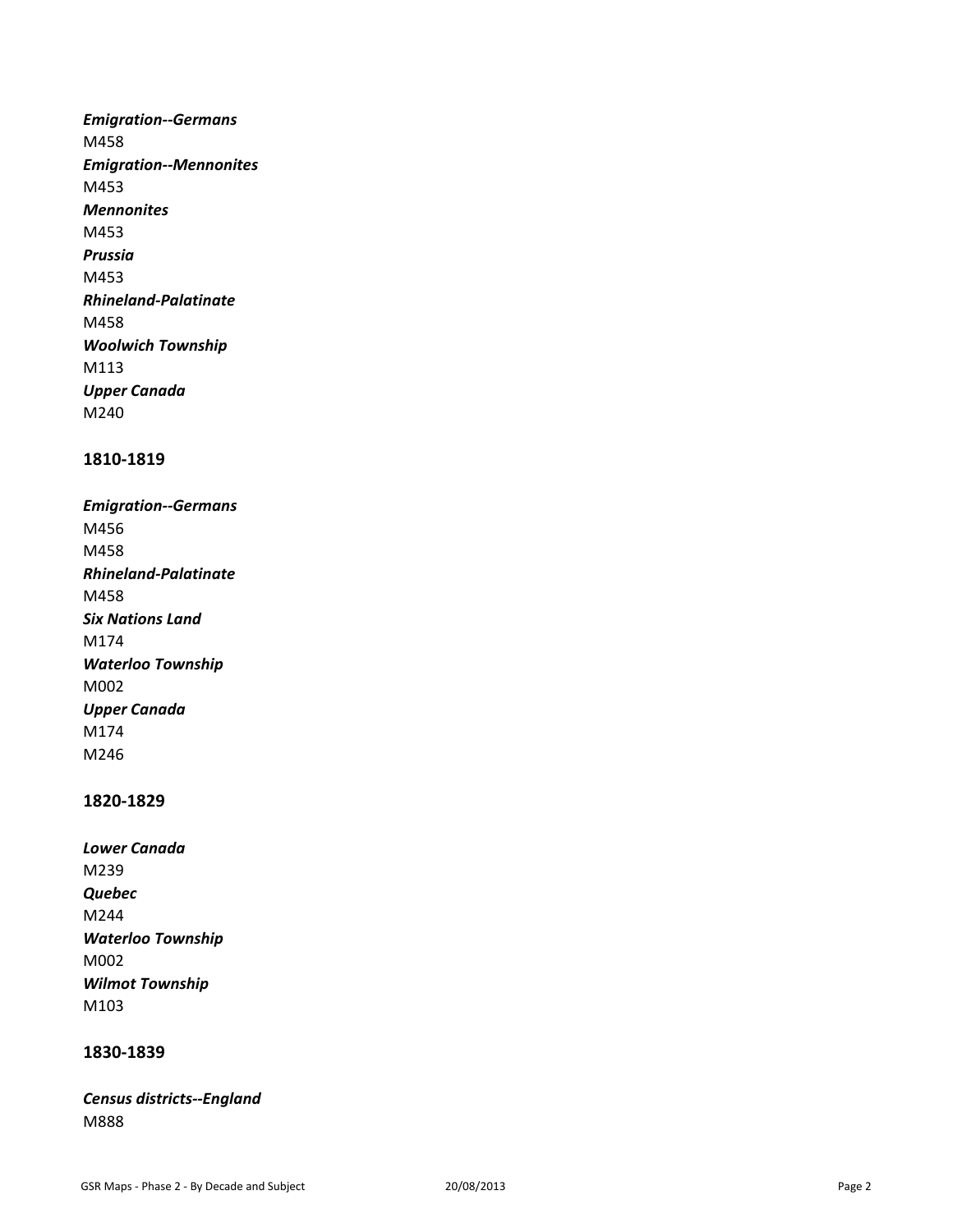*Emigration--Germans*
M458
*Emigration--Mennonites*
M453
*Mennonites*
M453
*Prussia*
M453
*Rhineland-Palatinate*
M458
*Woolwich Township*
M113
*Upper Canada*
M240

## 1810-1819

*Emigration--Germans*
M456
M458
*Rhineland-Palatinate*
M458
*Six Nations Land*
M174
*Waterloo Township*
M002
*Upper Canada*
M174
M246

## 1820-1829

*Lower Canada*
M239
*Quebec*
M244
*Waterloo Township*
M002
*Wilmot Township*
M103

## 1830-1839

*Census districts--England*
M888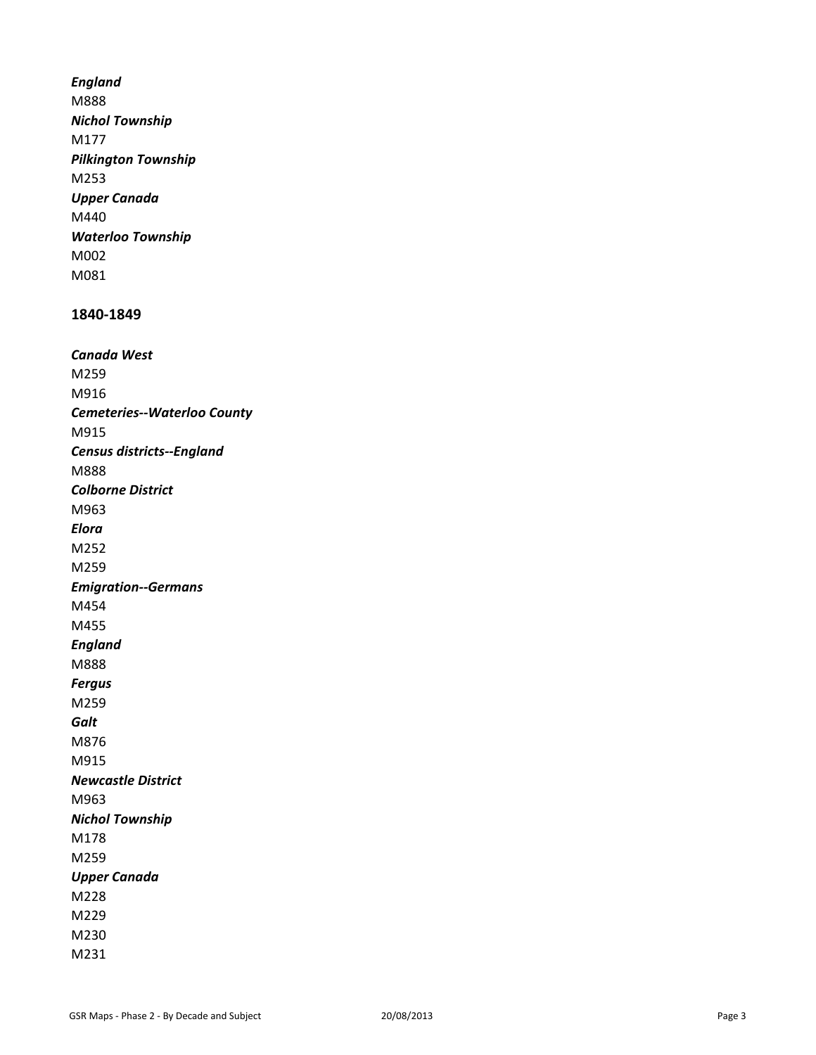*England*
M888
*Nichol Township*
M177
*Pilkington Township*
M253
*Upper Canada*
M440
*Waterloo Township*
M002
M081

## 1840-1849

*Canada West*
M259
M916
*Cemeteries--Waterloo County*
M915
*Census districts--England*
M888
*Colborne District*
M963
*Elora*
M252
M259
*Emigration--Germans*
M454
M455
*England*
M888
*Fergus*
M259
*Galt*
M876
M915
*Newcastle District*
M963
*Nichol Township*
M178
M259
*Upper Canada*
M228
M229
M230
M231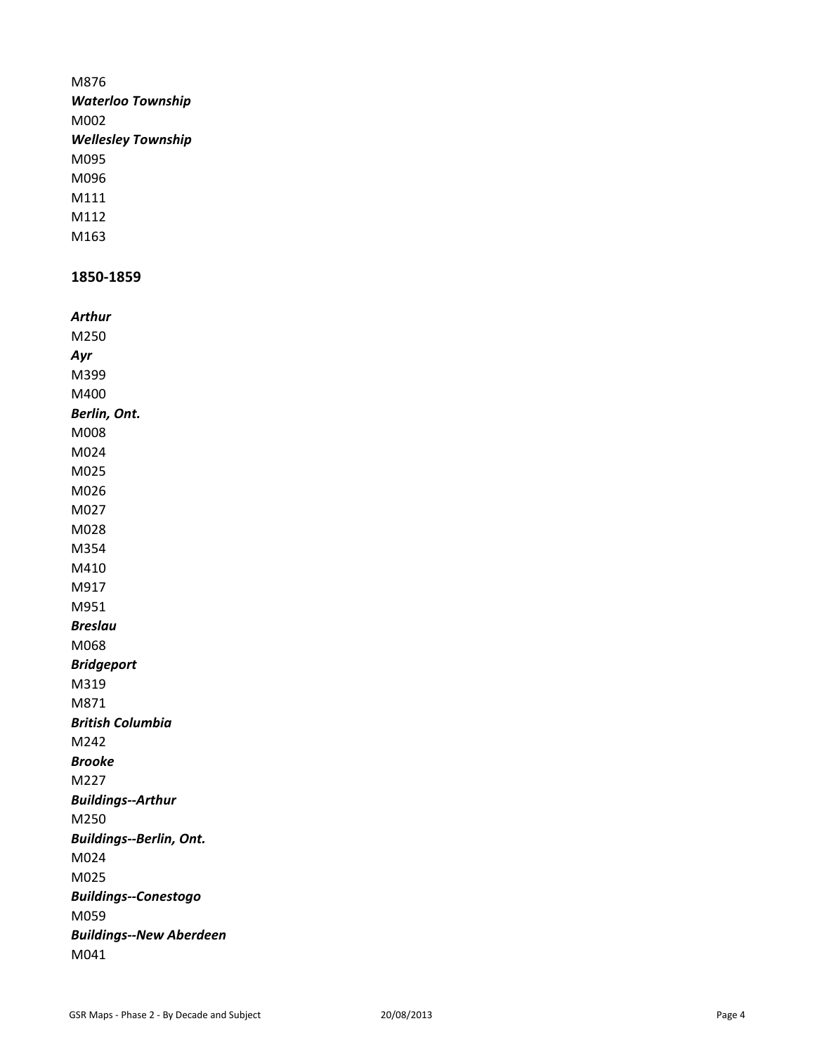M876

***Waterloo Township***

M002

***Wellesley Township***

M095

M096

M111

M112

M163

## 1850-1859

***Arthur***

M250

***Ayr***

M399

M400

***Berlin, Ont.***

M008

M024

M025

M026

M027

M028

M354

M410

M917

M951

***Breslau***

M068

***Bridgeport***

M319

M871

***British Columbia***

M242

***Brooke***

M227

***Buildings--Arthur***

M250

***Buildings--Berlin, Ont.***

M024

M025

***Buildings--Conestogo***

M059

***Buildings--New Aberdeen***

M041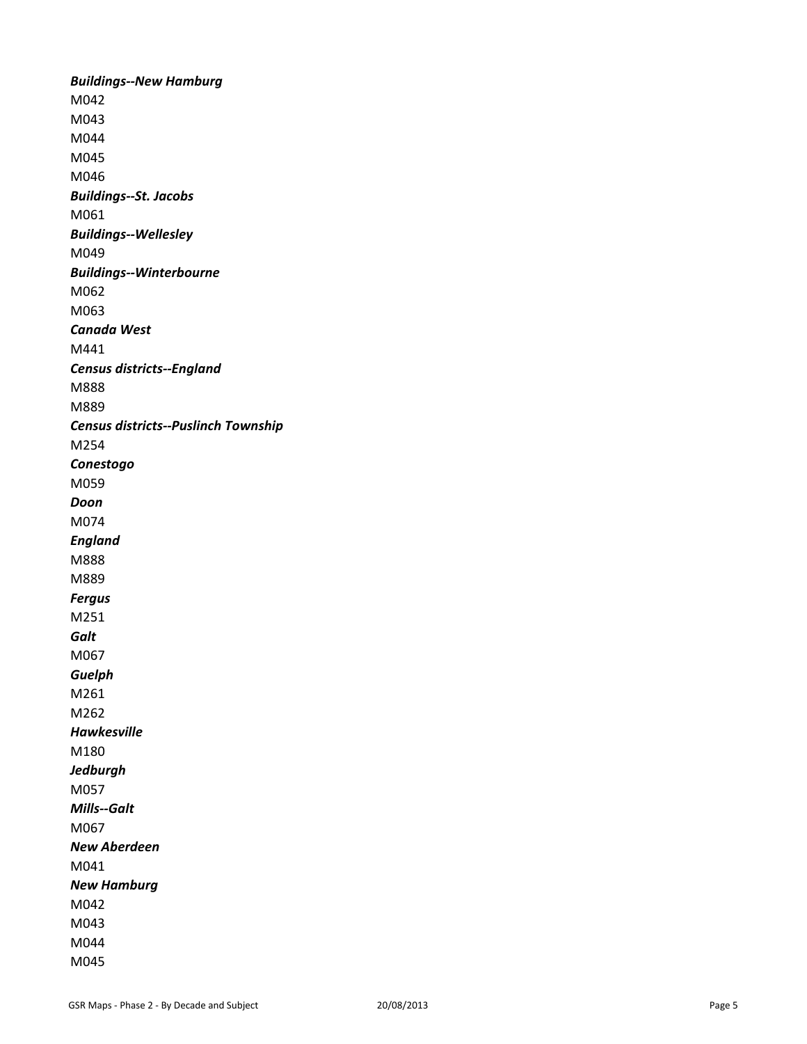***Buildings--New Hamburg***
M042
M043
M044
M045
M046
***Buildings--St. Jacobs***
M061
***Buildings--Wellesley***
M049
***Buildings--Winterbourne***
M062
M063
***Canada West***
M441
***Census districts--England***
M888
M889
***Census districts--Puslinch Township***
M254
***Conestogo***
M059
***Doon***
M074
***England***
M888
M889
***Fergus***
M251
***Galt***
M067
***Guelph***
M261
M262
***Hawkesville***
M180
***Jedburgh***
M057
***Mills--Galt***
M067
***New Aberdeen***
M041
***New Hamburg***
M042
M043
M044
M045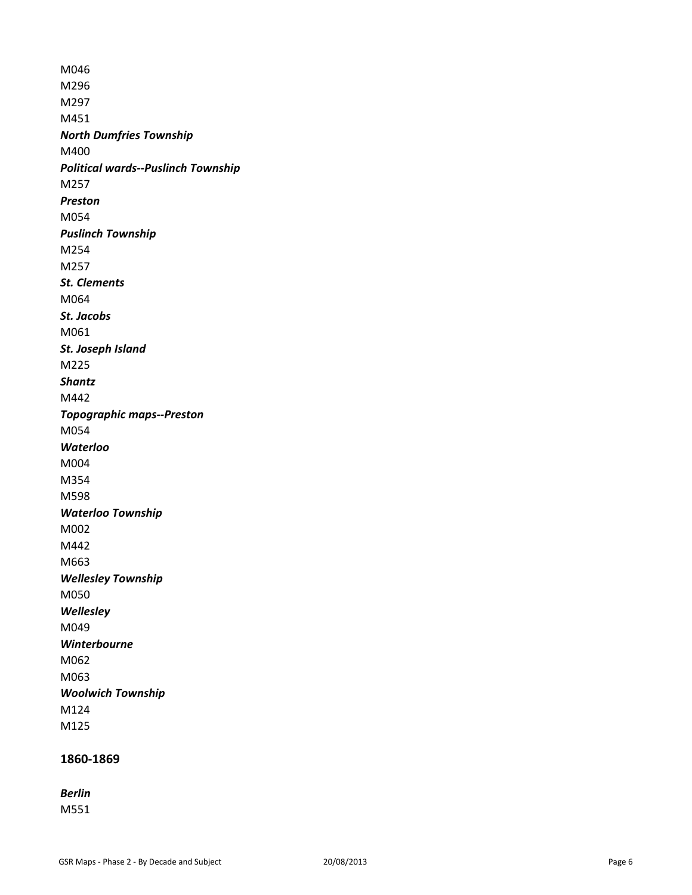M046
M296
M297
M451

***North Dumfries Township***
M400

***Political wards--Puslinch Township***
M257

***Preston***
M054

***Puslinch Township***
M254
M257

***St. Clements***
M064

***St. Jacobs***
M061

***St. Joseph Island***
M225

***Shantz***
M442

***Topographic maps--Preston***
M054

***Waterloo***
M004
M354
M598

***Waterloo Township***
M002
M442
M663

***Wellesley Township***
M050

***Wellesley***
M049

***Winterbourne***
M062
M063

***Woolwich Township***
M124
M125

## 1860-1869

***Berlin***
M551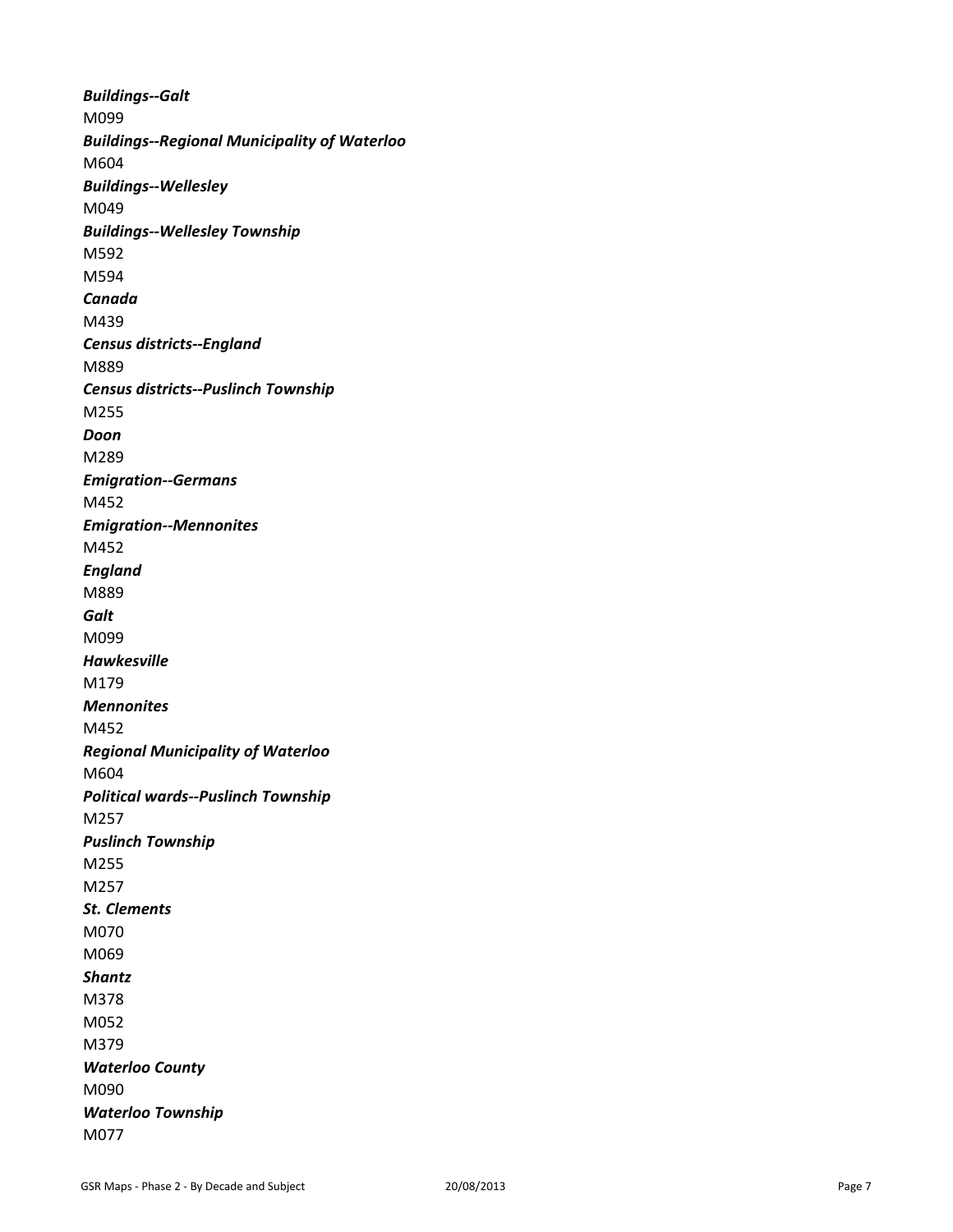***Buildings--Galt***
M099
***Buildings--Regional Municipality of Waterloo***
M604
***Buildings--Wellesley***
M049
***Buildings--Wellesley Township***
M592
M594
***Canada***
M439
***Census districts--England***
M889
***Census districts--Puslinch Township***
M255
***Doon***
M289
***Emigration--Germans***
M452
***Emigration--Mennonites***
M452
***England***
M889
***Galt***
M099
***Hawkesville***
M179
***Mennonites***
M452
***Regional Municipality of Waterloo***
M604
***Political wards--Puslinch Township***
M257
***Puslinch Township***
M255
M257
***St. Clements***
M070
M069
***Shantz***
M378
M052
M379
***Waterloo County***
M090
***Waterloo Township***
M077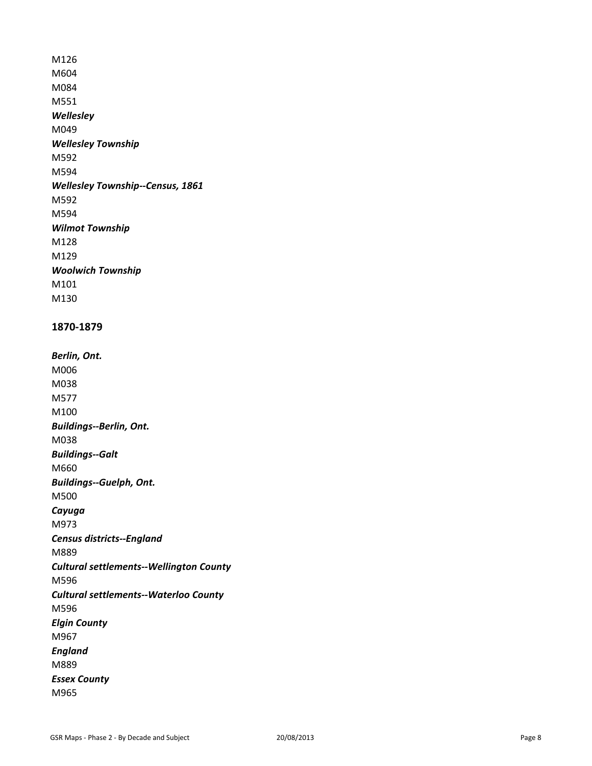M126
M604
M084
M551
***Wellesley***
M049
***Wellesley Township***
M592
M594
***Wellesley Township--Census, 1861***
M592
M594
***Wilmot Township***
M128
M129
***Woolwich Township***
M101
M130

**1870-1879**

***Berlin, Ont.***
M006
M038
M577
M100
***Buildings--Berlin, Ont.***
M038
***Buildings--Galt***
M660
***Buildings--Guelph, Ont.***
M500
***Cayuga***
M973
***Census districts--England***
M889
***Cultural settlements--Wellington County***
M596
***Cultural settlements--Waterloo County***
M596
***Elgin County***
M967
***England***
M889
***Essex County***
M965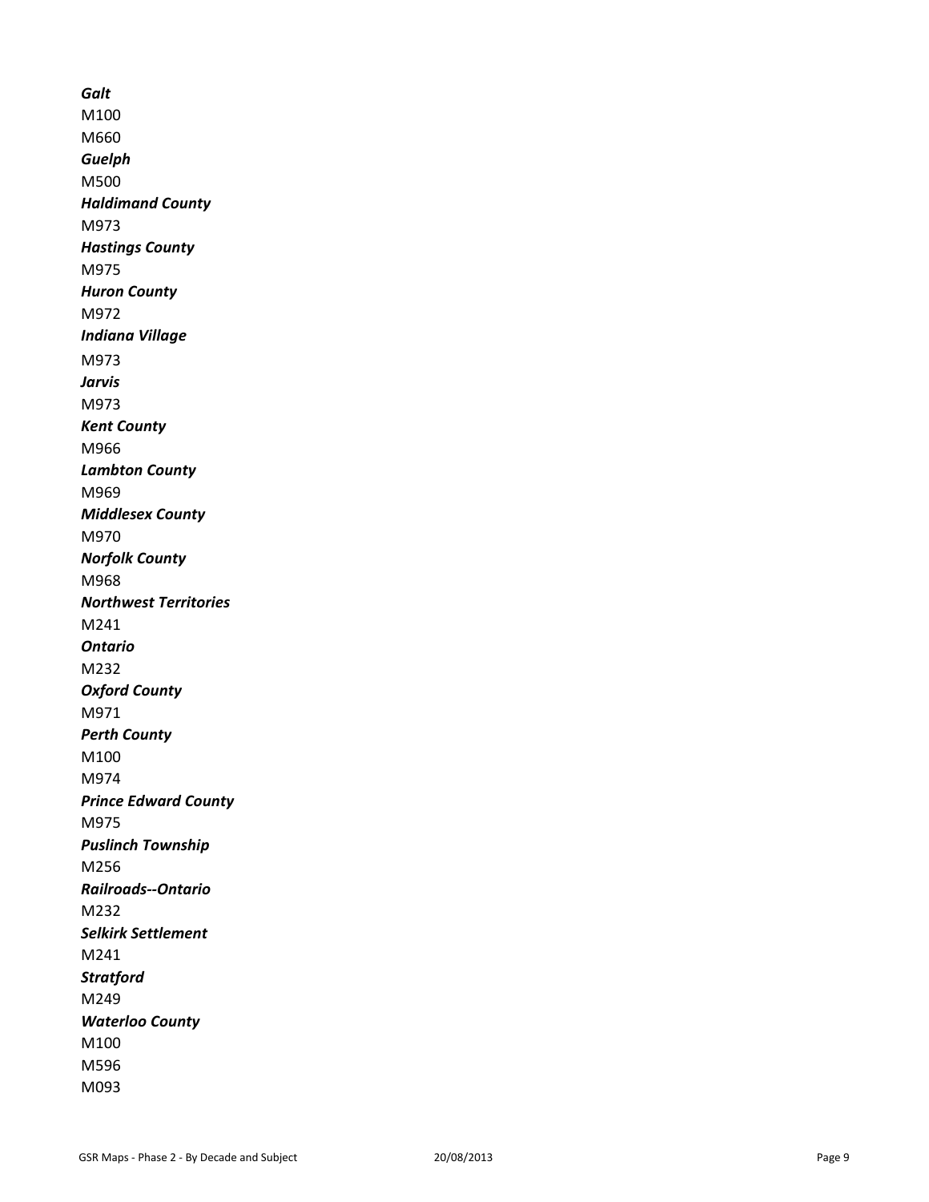***Galt***
M100
M660
***Guelph***
M500
***Haldimand County***
M973
***Hastings County***
M975
***Huron County***
M972
***Indiana Village***
M973
***Jarvis***
M973
***Kent County***
M966
***Lambton County***
M969
***Middlesex County***
M970
***Norfolk County***
M968
***Northwest Territories***
M241
***Ontario***
M232
***Oxford County***
M971
***Perth County***
M100
M974
***Prince Edward County***
M975
***Puslinch Township***
M256
***Railroads--Ontario***
M232
***Selkirk Settlement***
M241
***Stratford***
M249
***Waterloo County***
M100
M596
M093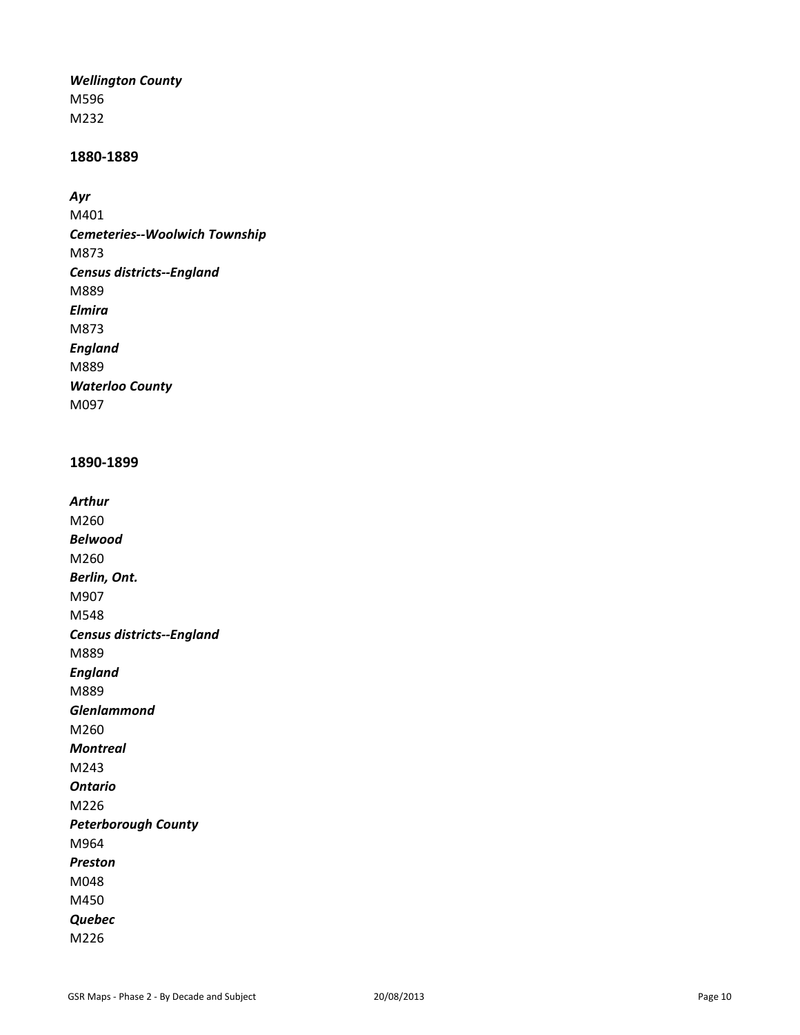***Wellington County***
M596
M232

## 1880-1889

***Ayr***
M401
***Cemeteries--Woolwich Township***
M873
***Census districts--England***
M889
***Elmira***
M873
***England***
M889
***Waterloo County***
M097

## 1890-1899

***Arthur***
M260
***Belwood***
M260
***Berlin, Ont.***
M907
M548
***Census districts--England***
M889
***England***
M889
***Glenlammond***
M260
***Montreal***
M243
***Ontario***
M226
***Peterborough County***
M964
***Preston***
M048
M450
***Quebec***
M226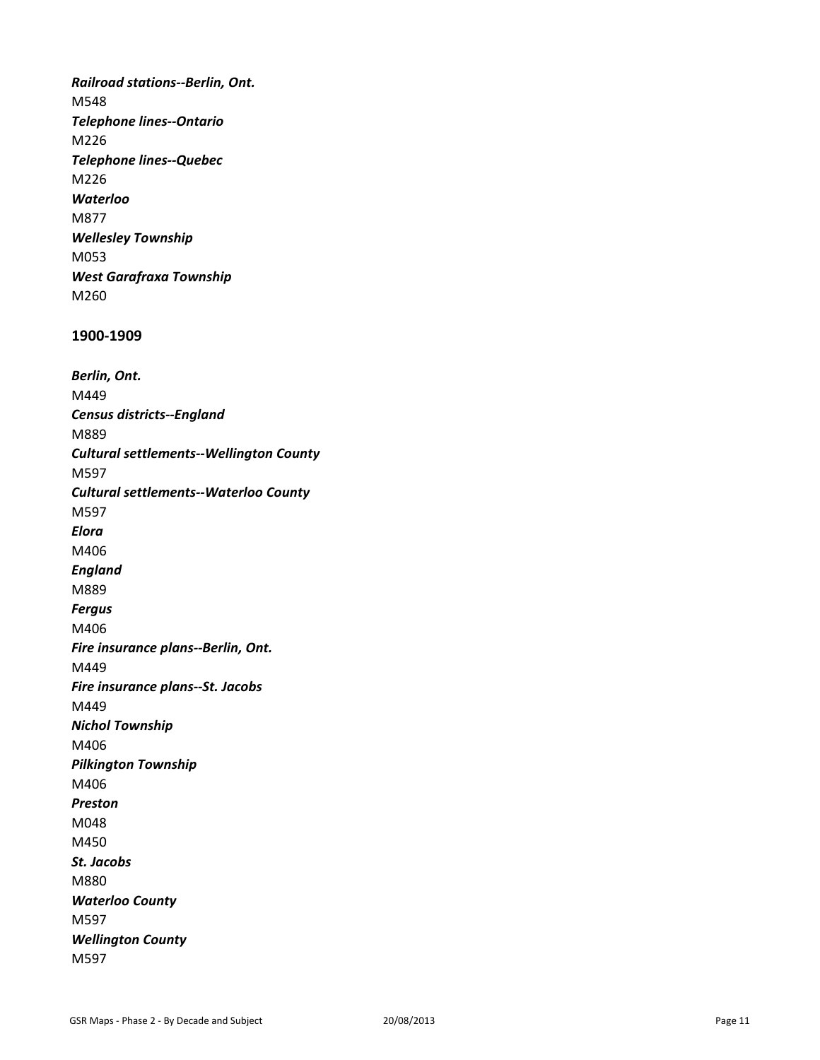*Railroad stations--Berlin, Ont.*
M548
*Telephone lines--Ontario*
M226
*Telephone lines--Quebec*
M226
*Waterloo*
M877
*Wellesley Township*
M053
*West Garafraxa Township*
M260

**1900-1909**

*Berlin, Ont.*
M449
*Census districts--England*
M889
*Cultural settlements--Wellington County*
M597
*Cultural settlements--Waterloo County*
M597
*Elora*
M406
*England*
M889
*Fergus*
M406
*Fire insurance plans--Berlin, Ont.*
M449
*Fire insurance plans--St. Jacobs*
M449
*Nichol Township*
M406
*Pilkington Township*
M406
*Preston*
M048
M450
*St. Jacobs*
M880
*Waterloo County*
M597
*Wellington County*
M597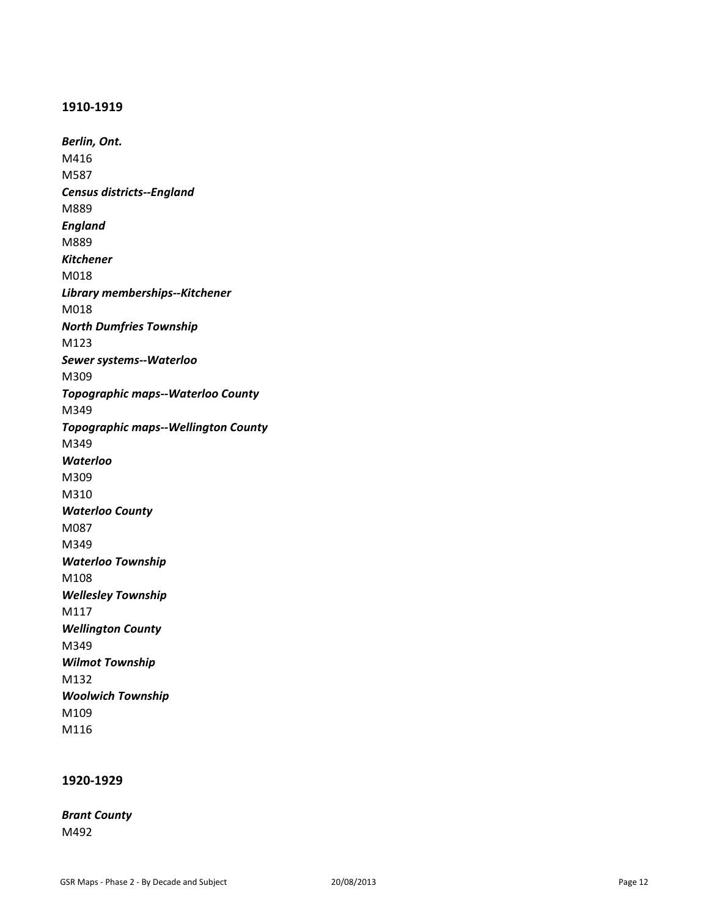## 1910-1919

***Berlin, Ont.***
M416
M587
***Census districts--England***
M889
***England***
M889
***Kitchener***
M018
***Library memberships--Kitchener***
M018
***North Dumfries Township***
M123
***Sewer systems--Waterloo***
M309
***Topographic maps--Waterloo County***
M349
***Topographic maps--Wellington County***
M349
***Waterloo***
M309
M310
***Waterloo County***
M087
M349
***Waterloo Township***
M108
***Wellesley Township***
M117
***Wellington County***
M349
***Wilmot Township***
M132
***Woolwich Township***
M109
M116

## 1920-1929

***Brant County***
M492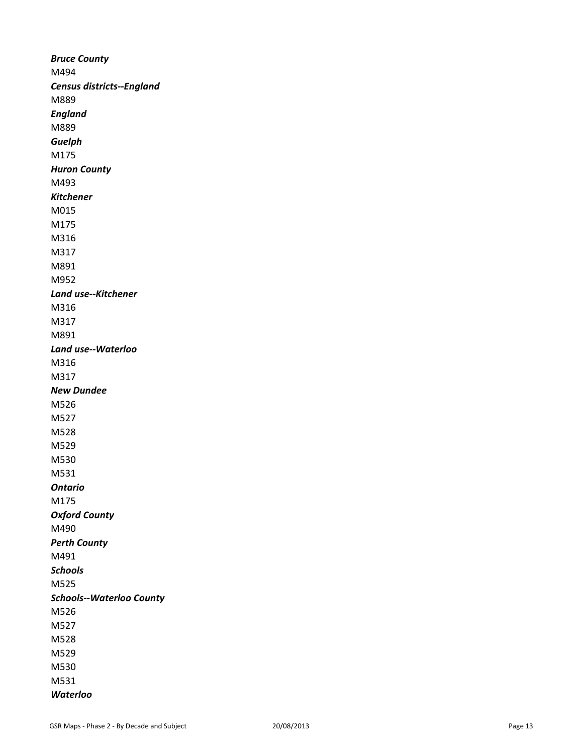***Bruce County***

M494

***Census districts--England***

M889

***England***

M889

***Guelph***

M175

***Huron County***

M493

***Kitchener***

M015

M175

M316

M317

M891

M952

***Land use--Kitchener***

M316

M317

M891

***Land use--Waterloo***

M316

M317

***New Dundee***

M526

M527

M528

M529

M530

M531

***Ontario***

M175

***Oxford County***

M490

***Perth County***

M491

***Schools***

M525

***Schools--Waterloo County***

M526

M527

M528

M529

M530

M531

***Waterloo***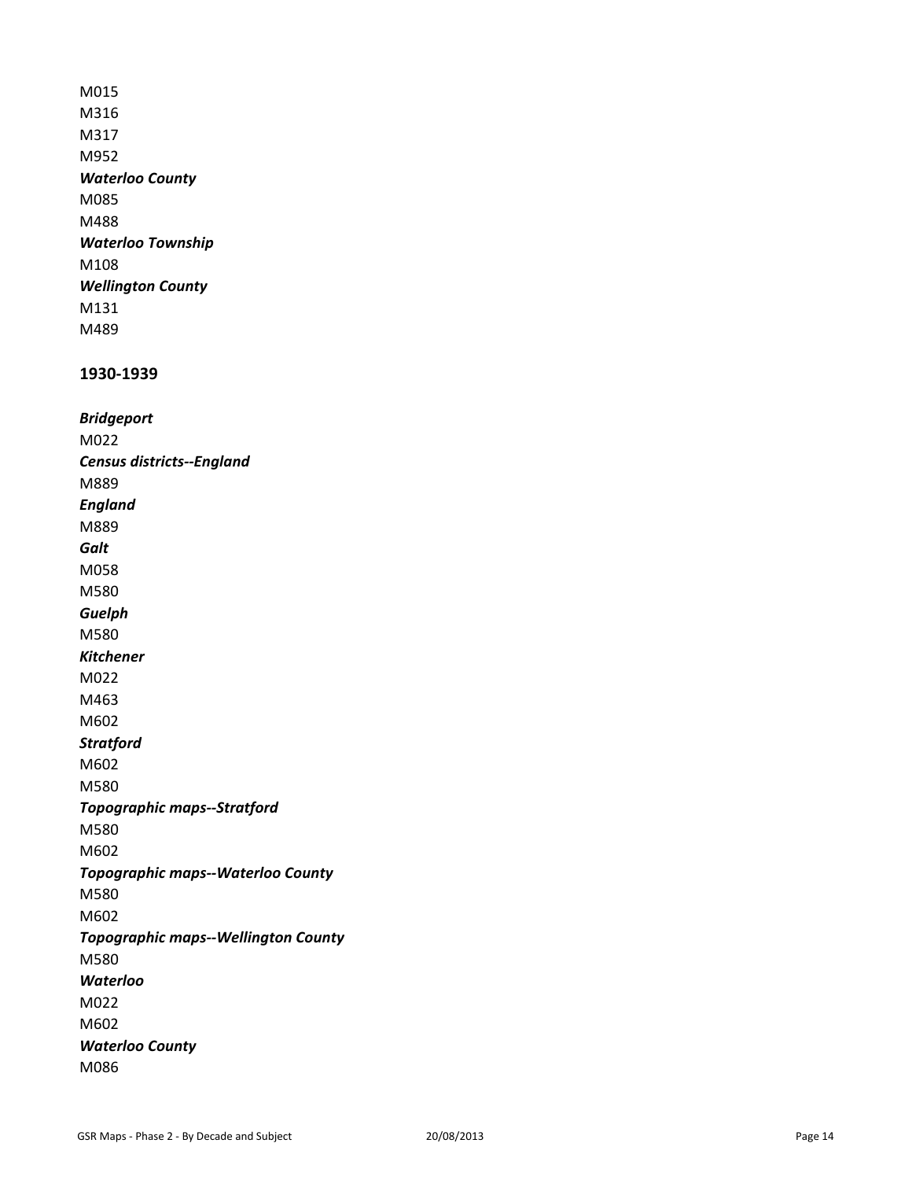M015
M316
M317
M952

*Waterloo County*

M085
M488

*Waterloo Township*

M108

*Wellington County*

M131
M489

## 1930-1939

*Bridgeport*

M022

*Census districts--England*

M889

*England*

M889

*Galt*

M058
M580

*Guelph*

M580

*Kitchener*

M022
M463
M602

*Stratford*

M602
M580

*Topographic maps--Stratford*

M580
M602

*Topographic maps--Waterloo County*

M580
M602

*Topographic maps--Wellington County*

M580

*Waterloo*

M022
M602

*Waterloo County*

M086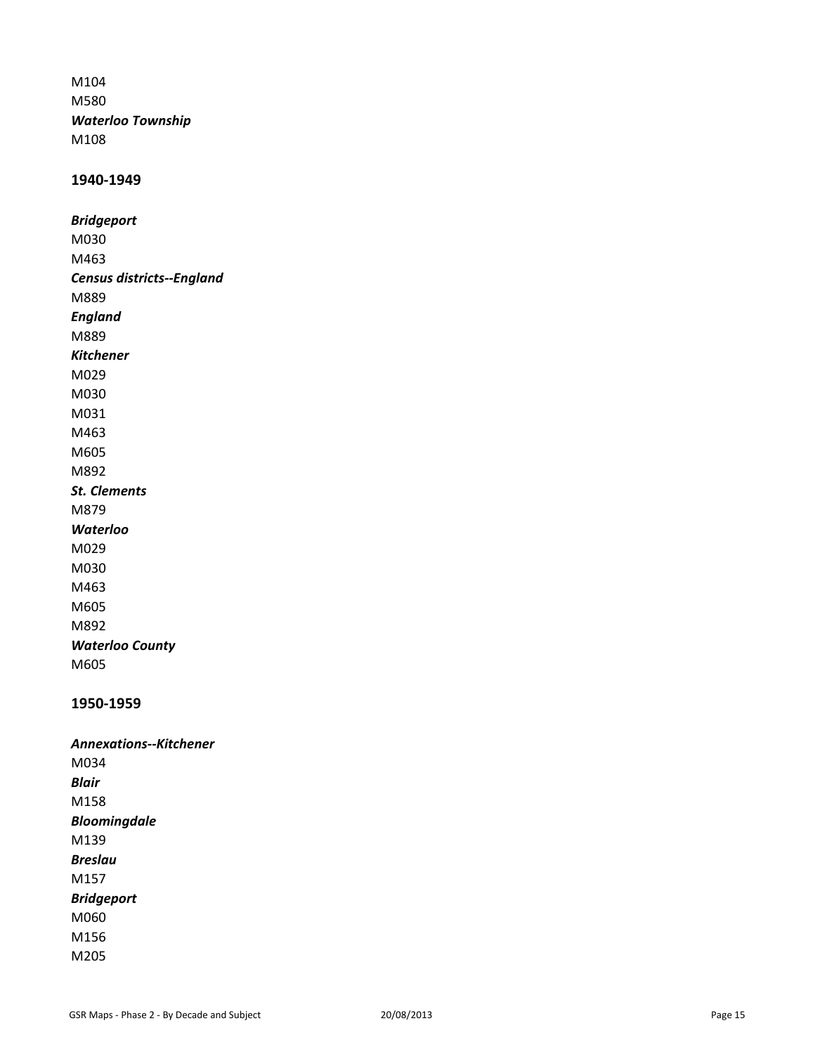M104

M580

***Waterloo Township***

M108

## 1940-1949

***Bridgeport***

M030

M463

***Census districts--England***

M889

***England***

M889

***Kitchener***

M029

M030

M031

M463

M605

M892

***St. Clements***

M879

***Waterloo***

M029

M030

M463

M605

M892

***Waterloo County***

M605

## 1950-1959

***Annexations--Kitchener***

M034

***Blair***

M158

***Bloomingdale***

M139

***Breslau***

M157

***Bridgeport***

M060

M156

M205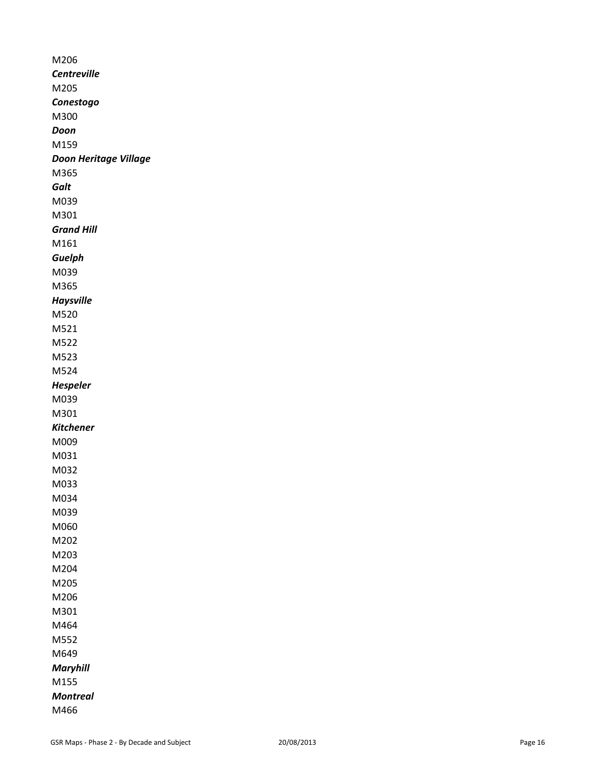M206

***Centreville***

M205

***Conestogo***

M300

***Doon***

M159

***Doon Heritage Village***

M365

***Galt***

M039

M301

***Grand Hill***

M161

***Guelph***

M039

M365

***Haysville***

M520

M521

M522

M523

M524

***Hespeler***

M039

M301

***Kitchener***

M009

M031

M032

M033

M034

M039

M060

M202

M203

M204

M205

M206

M301

M464

M552

M649

***Maryhill***

M155

***Montreal***

M466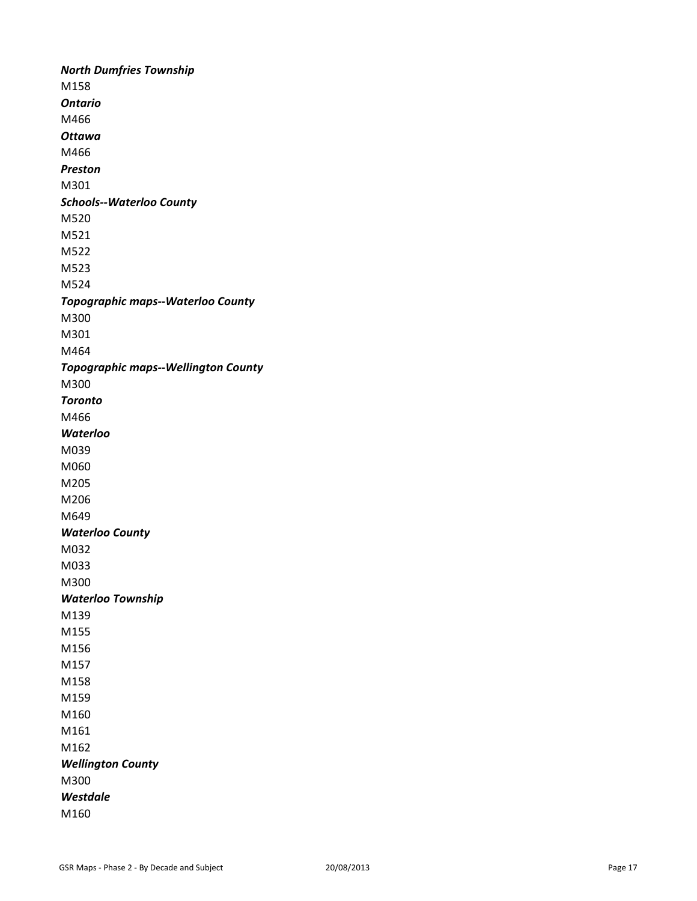***North Dumfries Township***

M158

***Ontario***

M466

***Ottawa***

M466

***Preston***

M301

***Schools--Waterloo County***

M520

M521

M522

M523

M524

***Topographic maps--Waterloo County***

M300

M301

M464

***Topographic maps--Wellington County***

M300

***Toronto***

M466

***Waterloo***

M039

M060

M205

M206

M649

***Waterloo County***

M032

M033

M300

***Waterloo Township***

M139

M155

M156

M157

M158

M159

M160

M161

M162

***Wellington County***

M300

***Westdale***

M160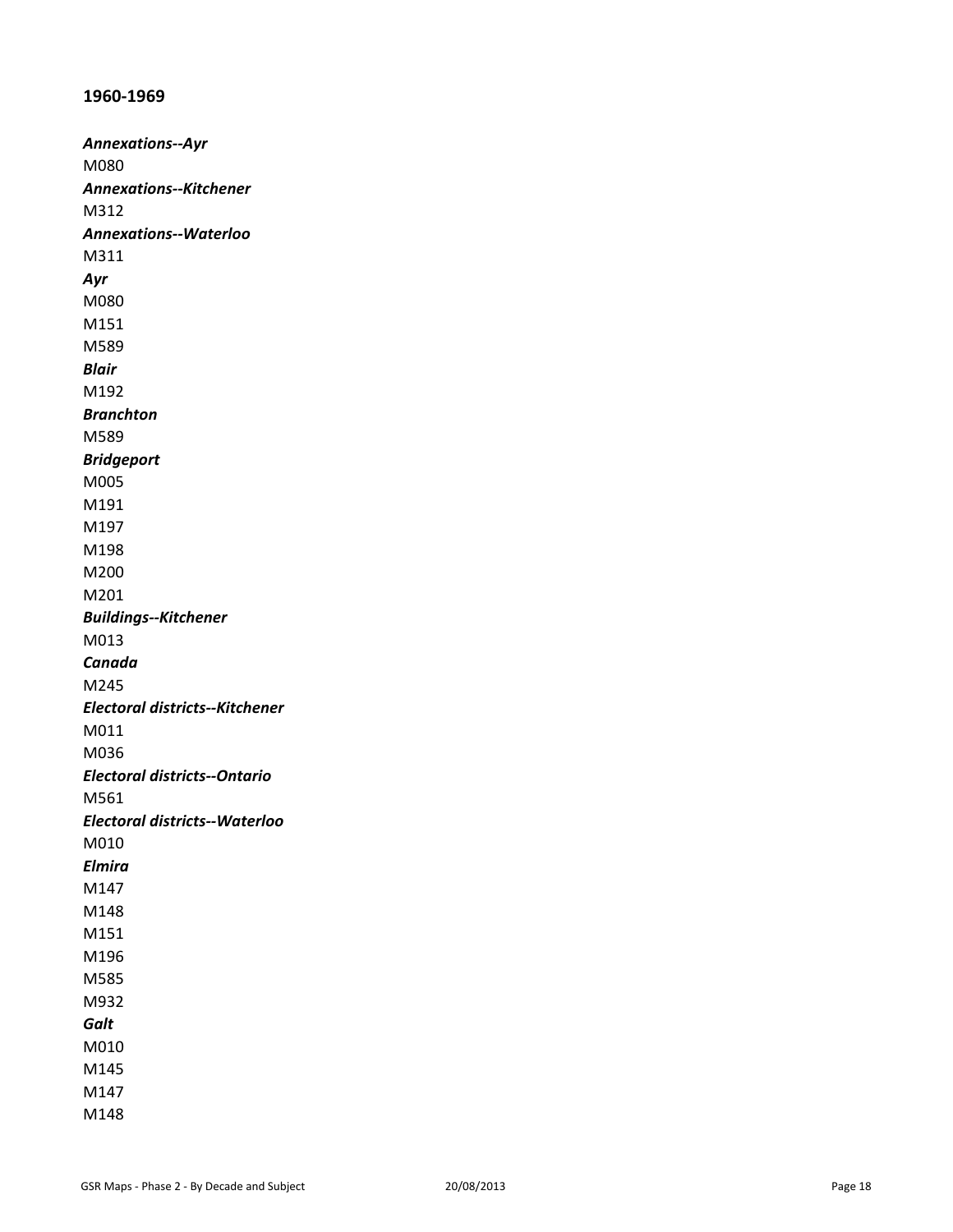**1960-1969**

***Annexations--Ayr***

M080

***Annexations--Kitchener***

M312

***Annexations--Waterloo***

M311

***Ayr***

M080

M151

M589

***Blair***

M192

***Branchton***

M589

***Bridgeport***

M005

M191

M197

M198

M200

M201

***Buildings--Kitchener***

M013

***Canada***

M245

***Electoral districts--Kitchener***

M011

M036

***Electoral districts--Ontario***

M561

***Electoral districts--Waterloo***

M010

***Elmira***

M147

M148

M151

M196

M585

M932

***Galt***

M010

M145

M147

M148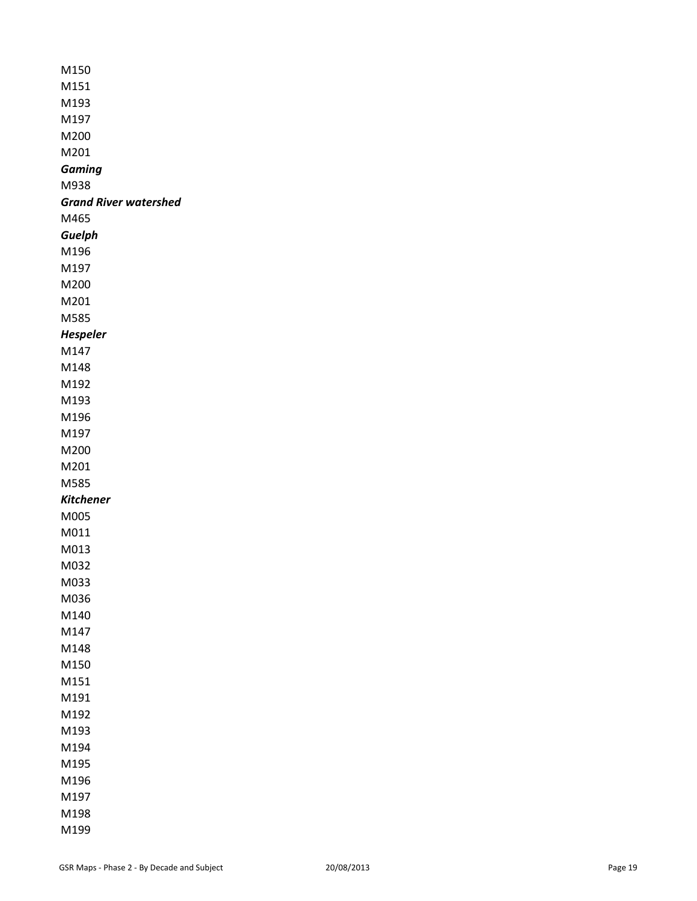M150
M151
M193
M197
M200
M201

***Gaming***

M938

***Grand River watershed***

M465

***Guelph***

M196
M197
M200
M201
M585

***Hespeler***

M147
M148
M192
M193
M196
M197
M200
M201
M585

***Kitchener***

M005
M011
M013
M032
M033
M036
M140
M147
M148
M150
M151
M191
M192
M193
M194
M195
M196
M197
M198
M199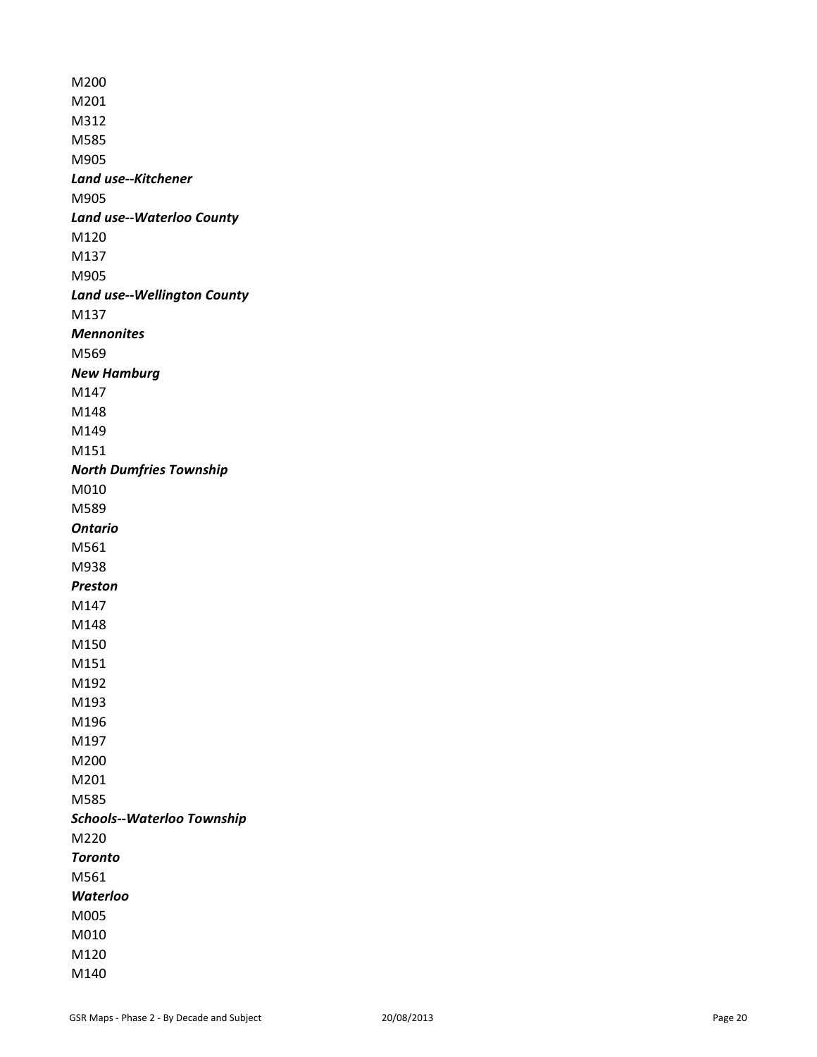M200
M201
M312
M585
M905

***Land use--Kitchener***

M905

***Land use--Waterloo County***

M120
M137
M905

***Land use--Wellington County***

M137

***Mennonites***

M569

***New Hamburg***

M147
M148
M149
M151

***North Dumfries Township***

M010
M589

***Ontario***

M561
M938

***Preston***

M147
M148
M150
M151
M192
M193
M196
M197
M200
M201
M585

***Schools--Waterloo Township***

M220

***Toronto***

M561

***Waterloo***

M005
M010
M120
M140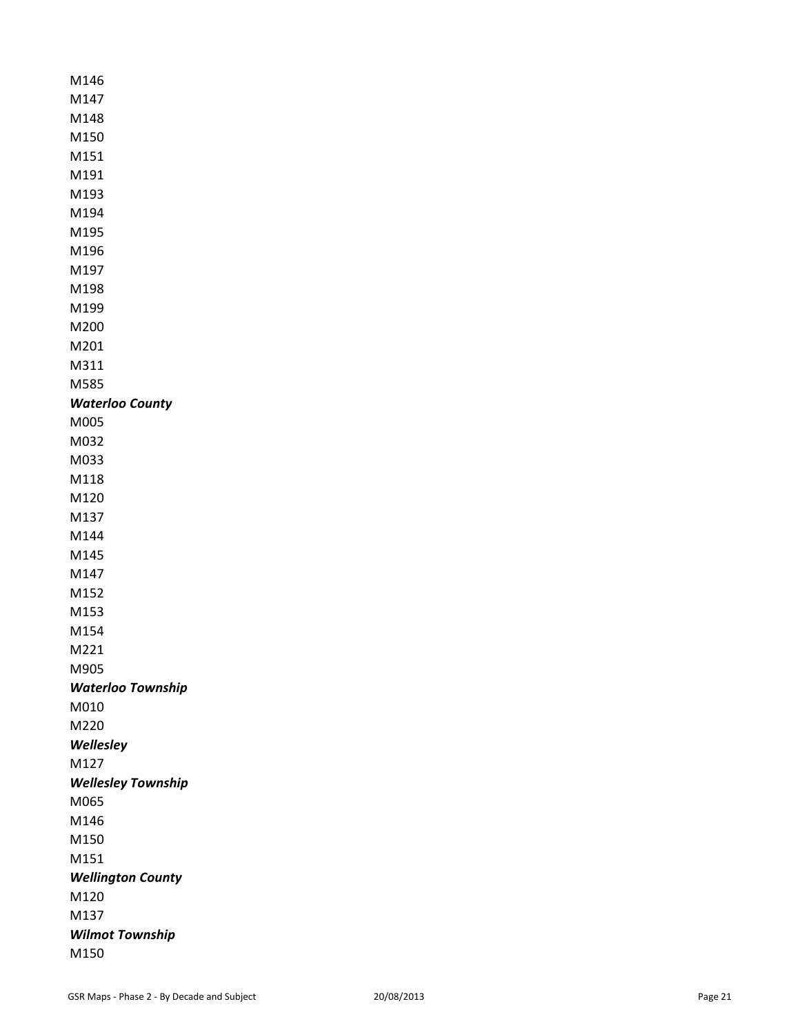M146
M147
M148
M150
M151
M191
M193
M194
M195
M196
M197
M198
M199
M200
M201
M311
M585

***Waterloo County***

M005
M032
M033
M118
M120
M137
M144
M145
M147
M152
M153
M154
M221
M905

***Waterloo Township***

M010
M220

***Wellesley***

M127

***Wellesley Township***

M065
M146
M150
M151

***Wellington County***

M120
M137

***Wilmot Township***

M150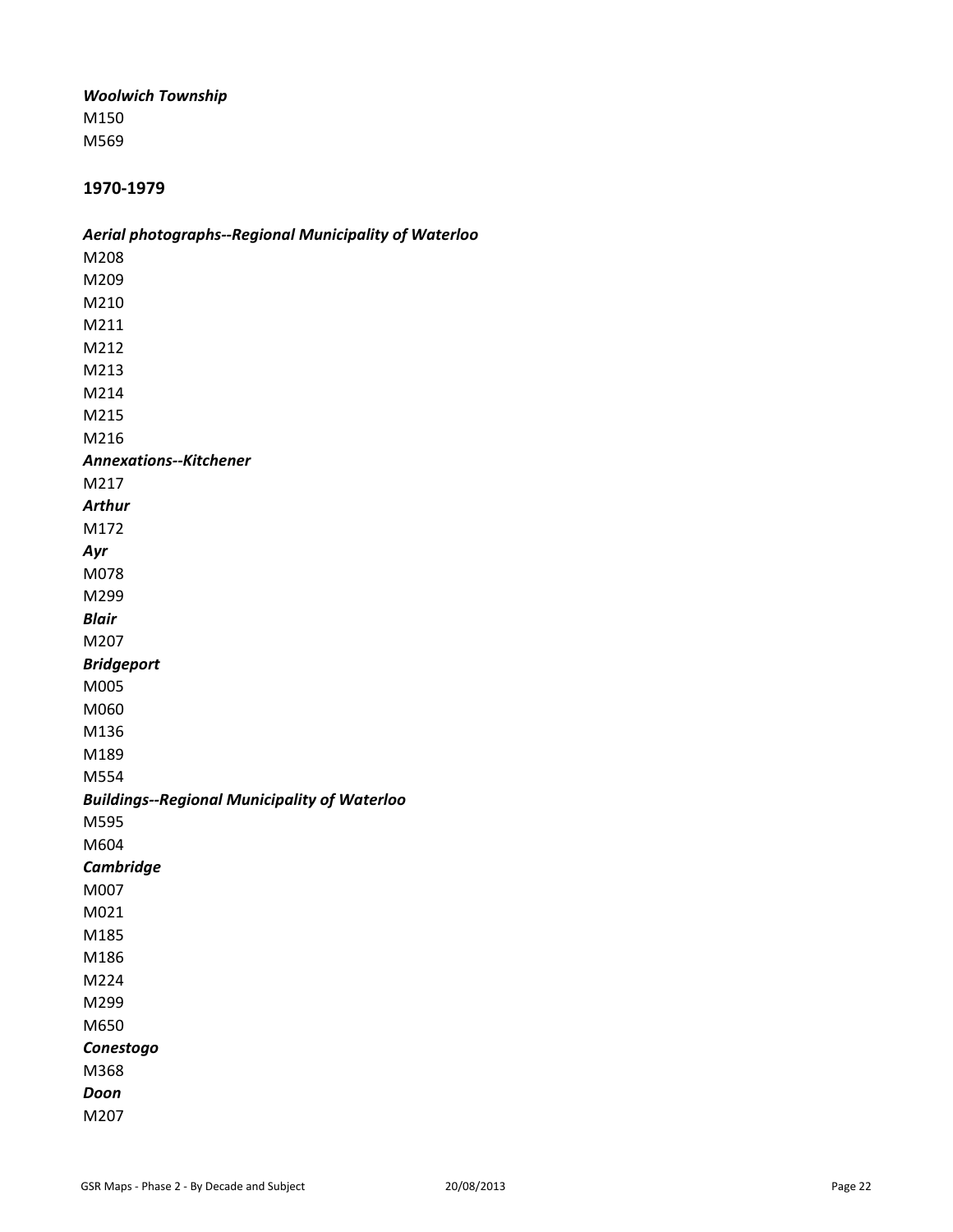*Woolwich Township*
M150
M569

## 1970-1979

*Aerial photographs--Regional Municipality of Waterloo*
M208
M209
M210
M211
M212
M213
M214
M215
M216
*Annexations--Kitchener*
M217
*Arthur*
M172
*Ayr*
M078
M299
*Blair*
M207
*Bridgeport*
M005
M060
M136
M189
M554
*Buildings--Regional Municipality of Waterloo*
M595
M604
*Cambridge*
M007
M021
M185
M186
M224
M299
M650
*Conestogo*
M368
*Doon*
M207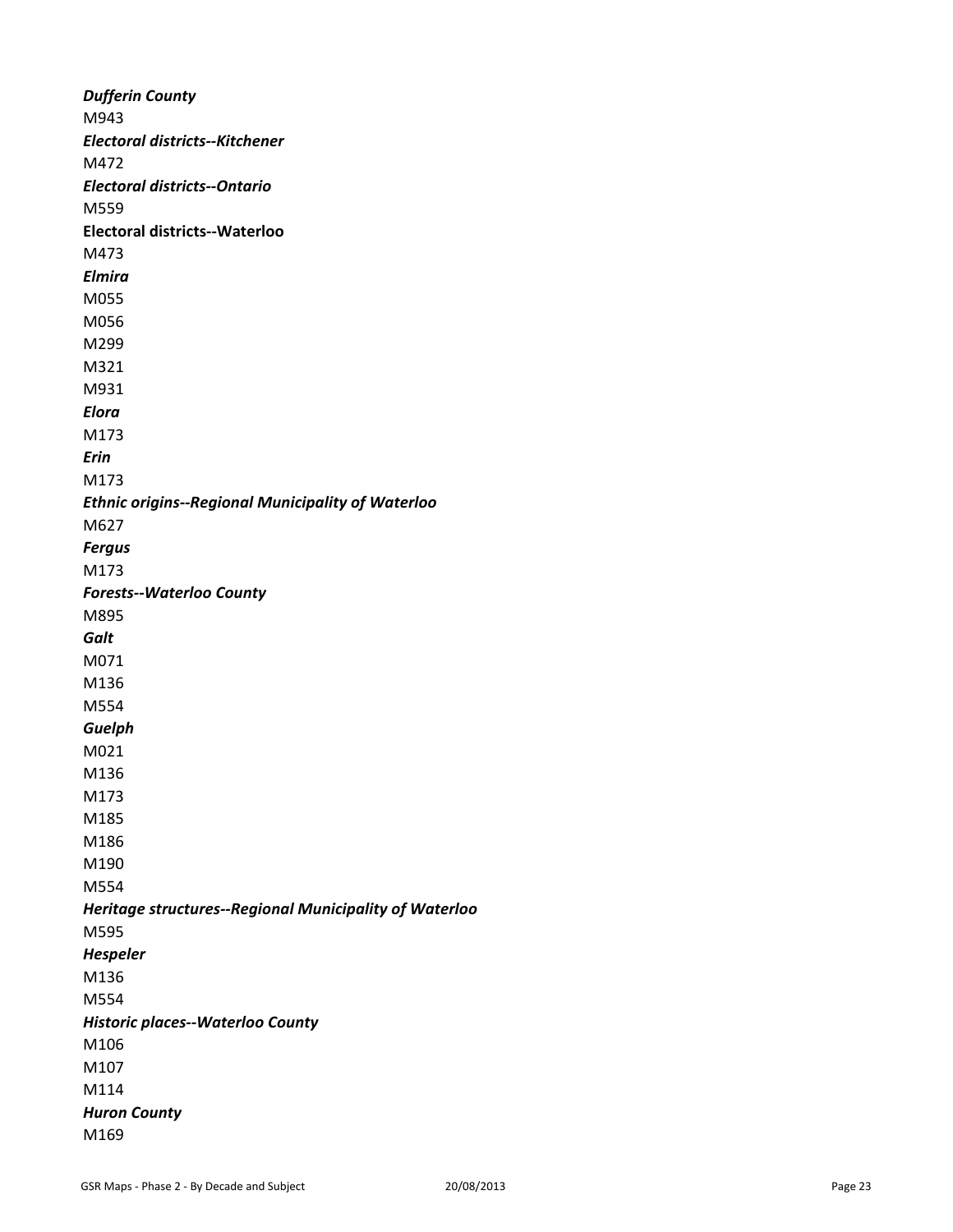***Dufferin County***
M943
***Electoral districts--Kitchener***
M472
***Electoral districts--Ontario***
M559
**Electoral districts--Waterloo**
M473
***Elmira***
M055
M056
M299
M321
M931
***Elora***
M173
***Erin***
M173
***Ethnic origins--Regional Municipality of Waterloo***
M627
***Fergus***
M173
***Forests--Waterloo County***
M895
***Galt***
M071
M136
M554
***Guelph***
M021
M136
M173
M185
M186
M190
M554
***Heritage structures--Regional Municipality of Waterloo***
M595
***Hespeler***
M136
M554
***Historic places--Waterloo County***
M106
M107
M114
***Huron County***
M169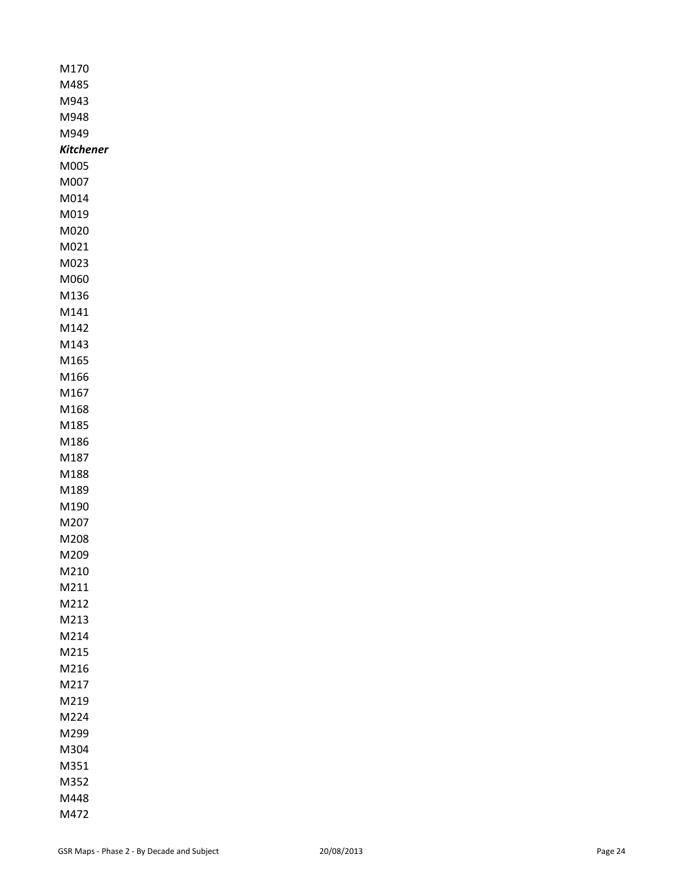M170
M485
M943
M948
M949

***Kitchener***

M005
M007
M014
M019
M020
M021
M023
M060
M136
M141
M142
M143
M165
M166
M167
M168
M185
M186
M187
M188
M189
M190
M207
M208
M209
M210
M211
M212
M213
M214
M215
M216
M217
M219
M224
M299
M304
M351
M352
M448
M472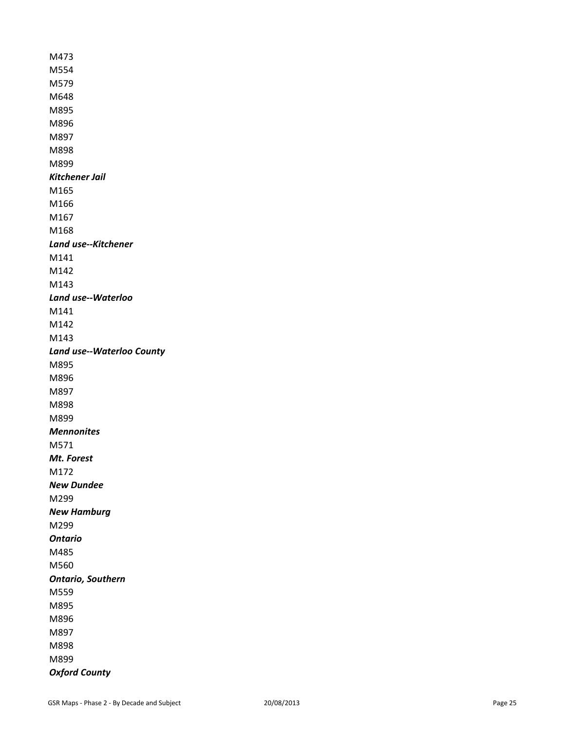M473
M554
M579
M648
M895
M896
M897
M898
M899

***Kitchener Jail***

M165
M166
M167
M168

***Land use--Kitchener***

M141
M142
M143

***Land use--Waterloo***

M141
M142
M143

***Land use--Waterloo County***

M895
M896
M897
M898
M899

***Mennonites***

M571

***Mt. Forest***

M172

***New Dundee***

M299

***New Hamburg***

M299

***Ontario***

M485
M560

***Ontario, Southern***

M559
M895
M896
M897
M898
M899

***Oxford County***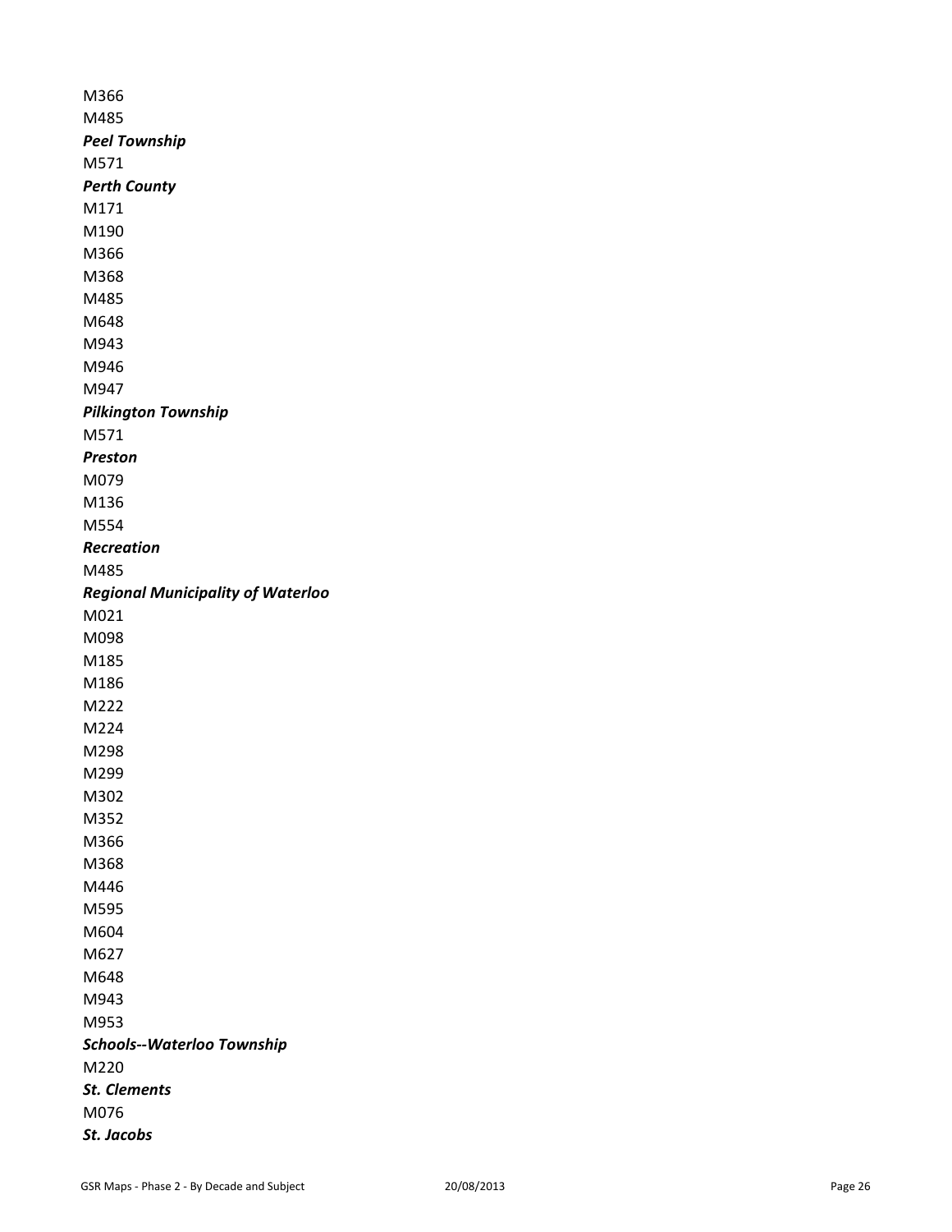M366
M485
***Peel Township***
M571
***Perth County***
M171
M190
M366
M368
M485
M648
M943
M946
M947
***Pilkington Township***
M571
***Preston***
M079
M136
M554
***Recreation***
M485
***Regional Municipality of Waterloo***
M021
M098
M185
M186
M222
M224
M298
M299
M302
M352
M366
M368
M446
M595
M604
M627
M648
M943
M953
***Schools--Waterloo Township***
M220
***St. Clements***
M076
***St. Jacobs***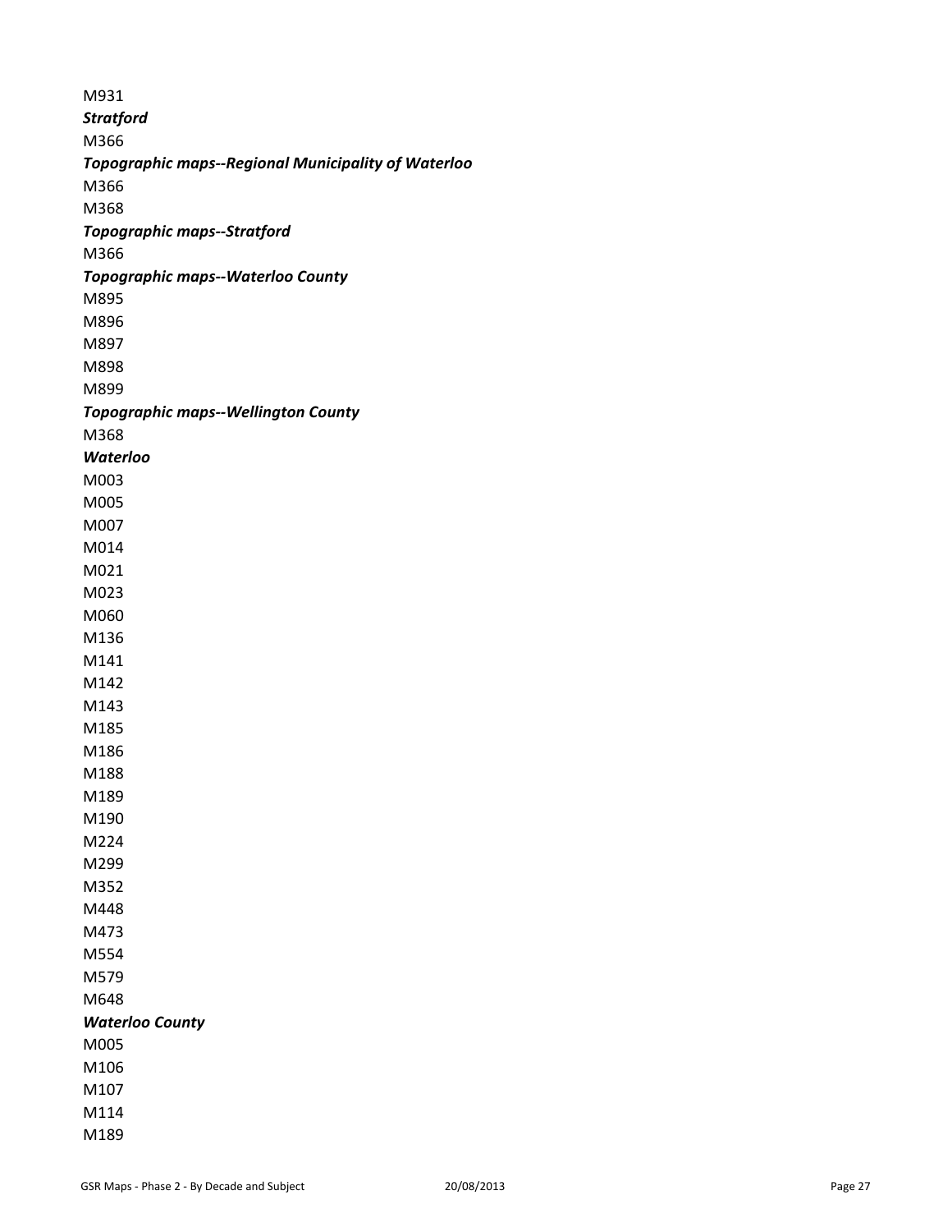M931

***Stratford***

M366

***Topographic maps--Regional Municipality of Waterloo***

M366

M368

***Topographic maps--Stratford***

M366

***Topographic maps--Waterloo County***

M895

M896

M897

M898

M899

***Topographic maps--Wellington County***

M368

***Waterloo***

M003

M005

M007

M014

M021

M023

M060

M136

M141

M142

M143

M185

M186

M188

M189

M190

M224

M299

M352

M448

M473

M554

M579

M648

***Waterloo County***

M005

M106

M107

M114

M189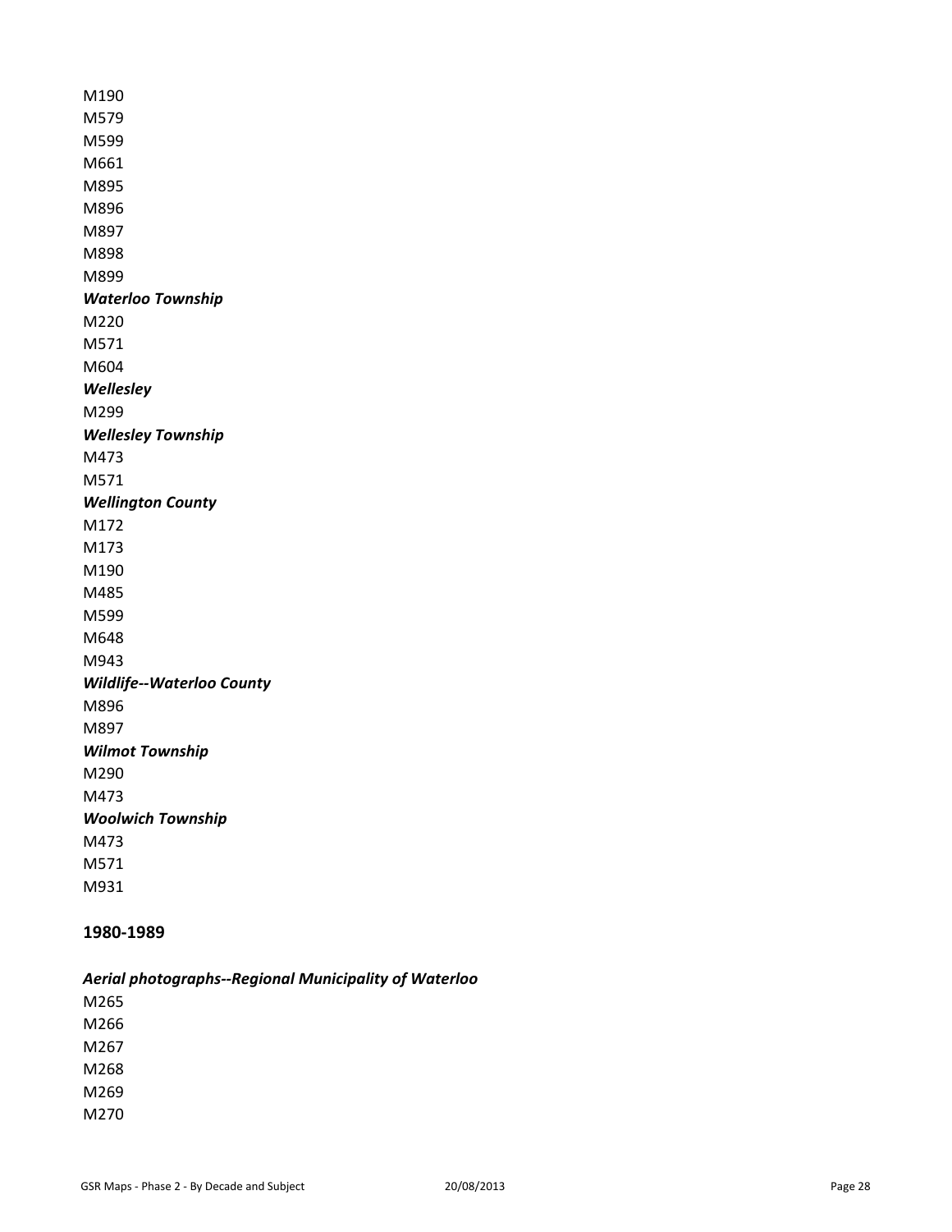M190
M579
M599
M661
M895
M896
M897
M898
M899

***Waterloo Township***

M220
M571
M604

***Wellesley***

M299

***Wellesley Township***

M473
M571

***Wellington County***

M172
M173
M190
M485
M599
M648
M943

***Wildlife--Waterloo County***

M896
M897

***Wilmot Township***

M290
M473

***Woolwich Township***

M473
M571
M931

## 1980-1989

***Aerial photographs--Regional Municipality of Waterloo***

M265
M266
M267
M268
M269
M270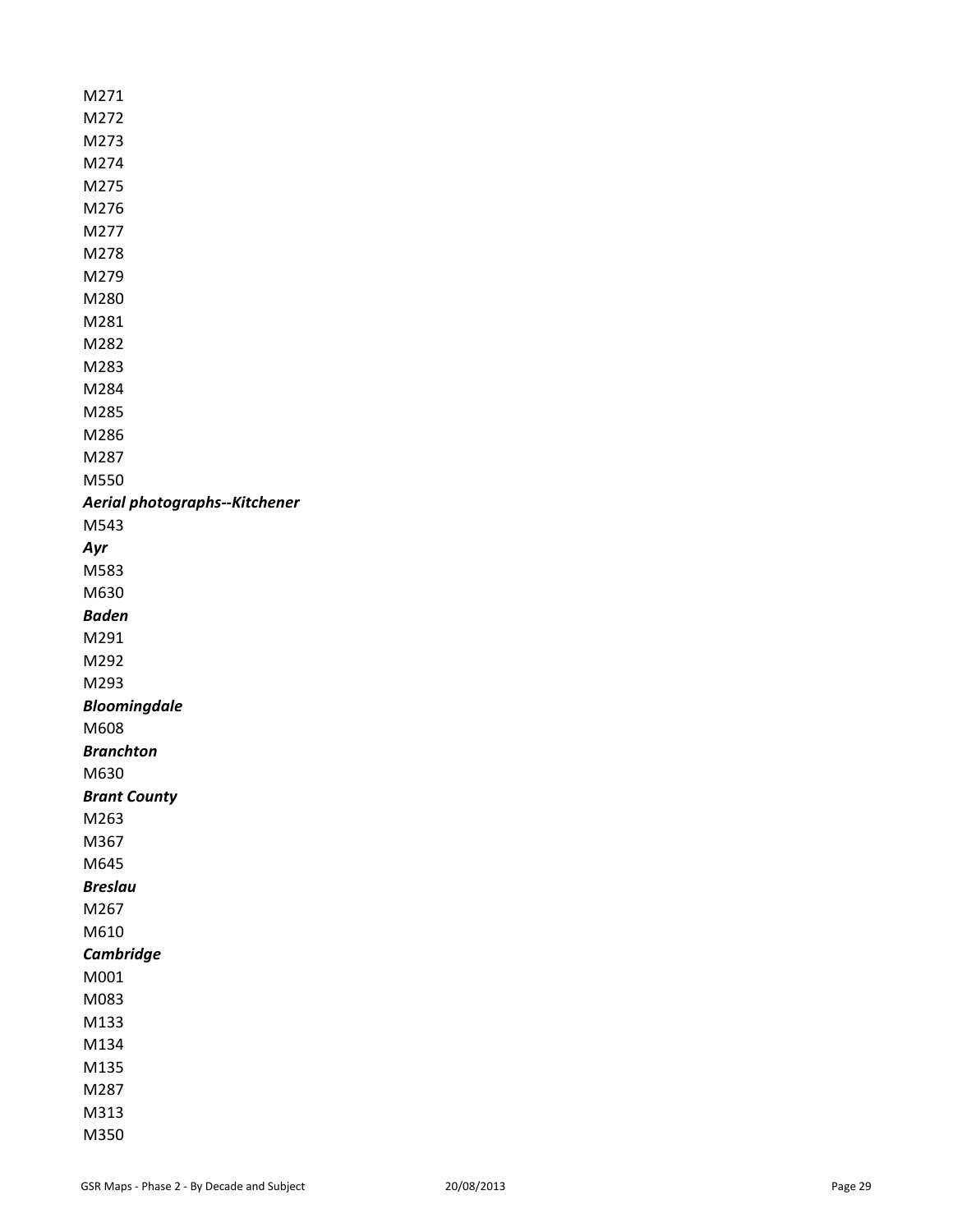M271
M272
M273
M274
M275
M276
M277
M278
M279
M280
M281
M282
M283
M284
M285
M286
M287
M550

***Aerial photographs--Kitchener***

M543

***Ayr***

M583
M630

***Baden***

M291
M292
M293

***Bloomingdale***

M608

***Branchton***

M630

***Brant County***

M263
M367
M645

***Breslau***

M267
M610

***Cambridge***

M001
M083
M133
M134
M135
M287
M313
M350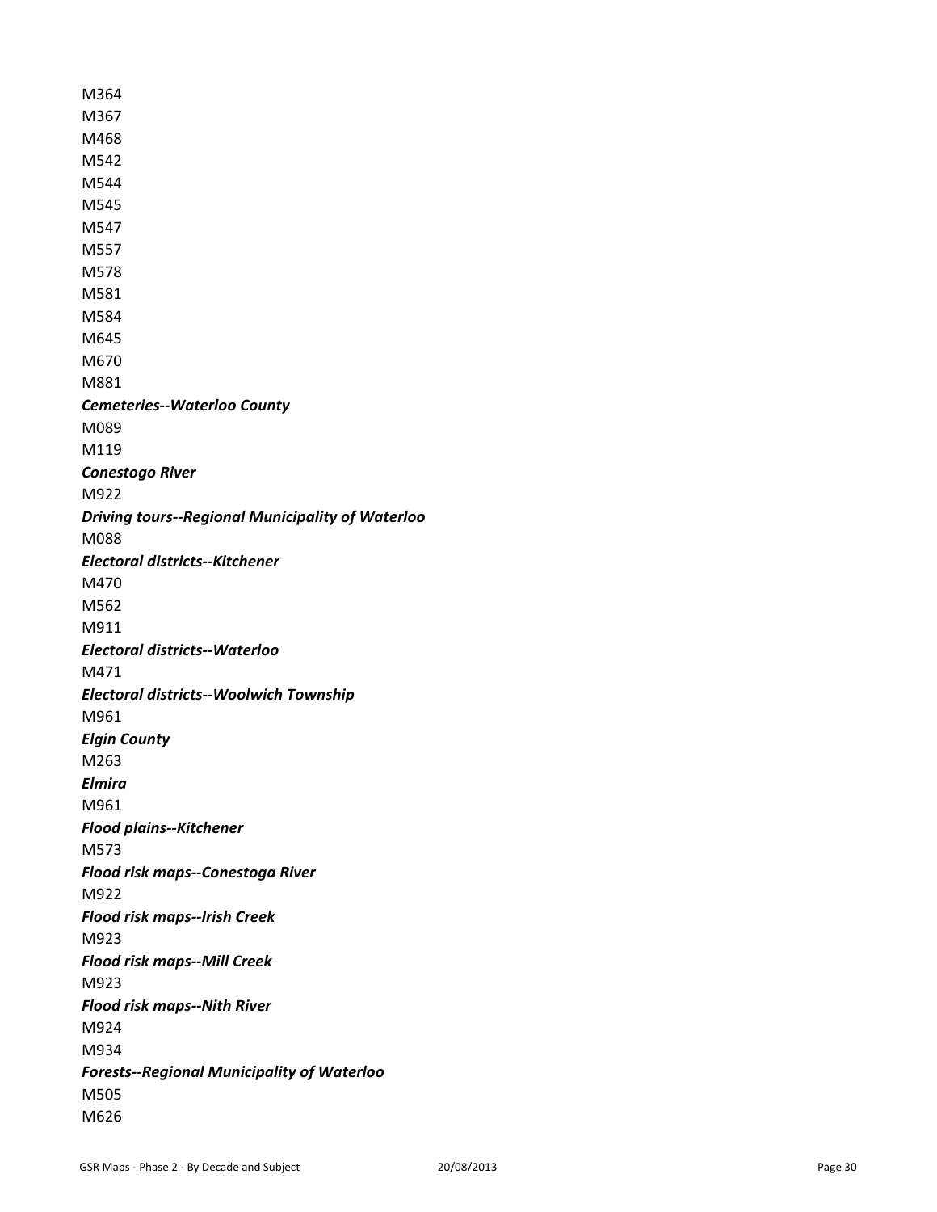M364

M367

M468

M542

M544

M545

M547

M557

M578

M581

M584

M645

M670

M881

***Cemeteries--Waterloo County***

M089

M119

***Conestogo River***

M922

***Driving tours--Regional Municipality of Waterloo***

M088

***Electoral districts--Kitchener***

M470

M562

M911

***Electoral districts--Waterloo***

M471

***Electoral districts--Woolwich Township***

M961

***Elgin County***

M263

***Elmira***

M961

***Flood plains--Kitchener***

M573

***Flood risk maps--Conestoga River***

M922

***Flood risk maps--Irish Creek***

M923

***Flood risk maps--Mill Creek***

M923

***Flood risk maps--Nith River***

M924

M934

***Forests--Regional Municipality of Waterloo***

M505

M626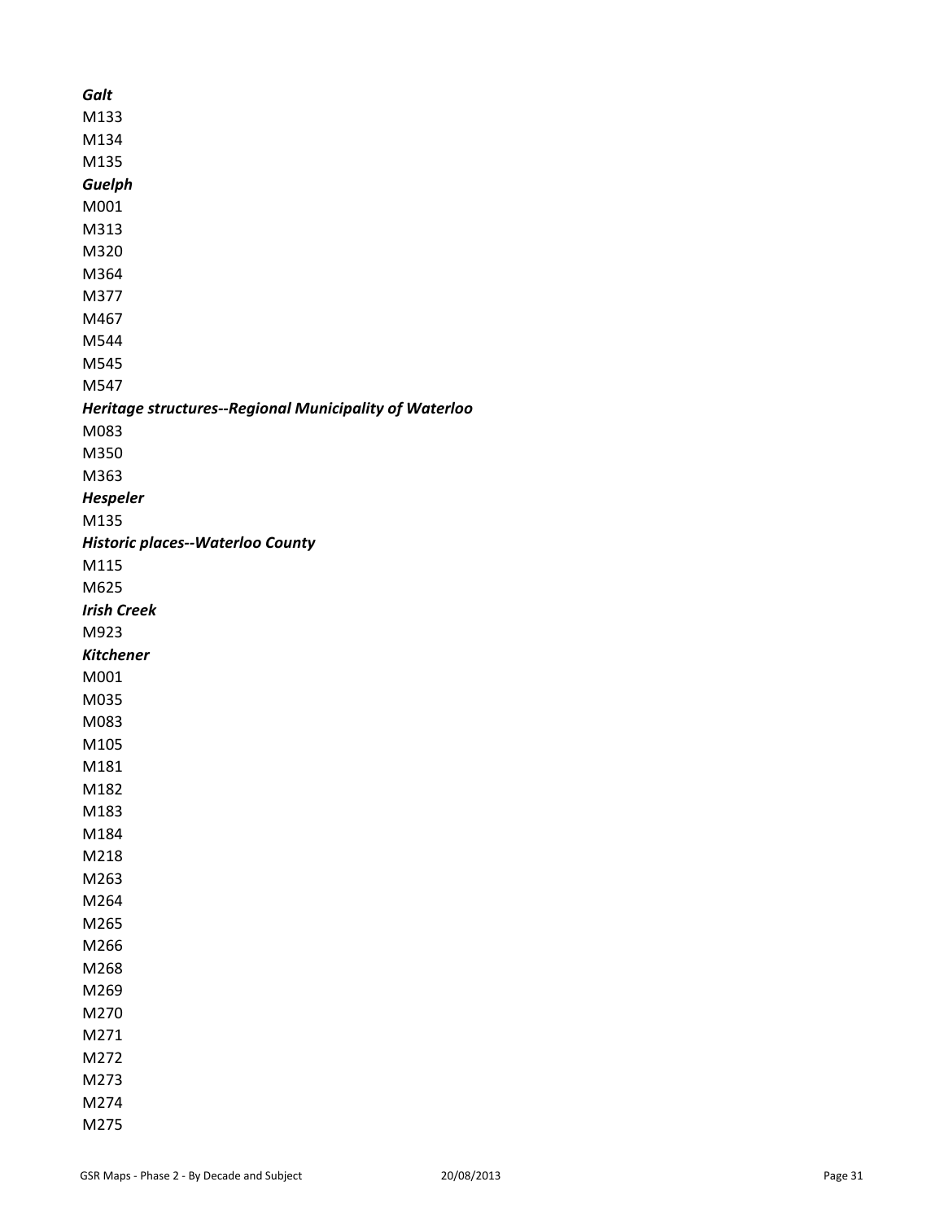***Galt***

M133

M134

M135

***Guelph***

M001

M313

M320

M364

M377

M467

M544

M545

M547

***Heritage structures--Regional Municipality of Waterloo***

M083

M350

M363

***Hespeler***

M135

***Historic places--Waterloo County***

M115

M625

***Irish Creek***

M923

***Kitchener***

M001

M035

M083

M105

M181

M182

M183

M184

M218

M263

M264

M265

M266

M268

M269

M270

M271

M272

M273

M274

M275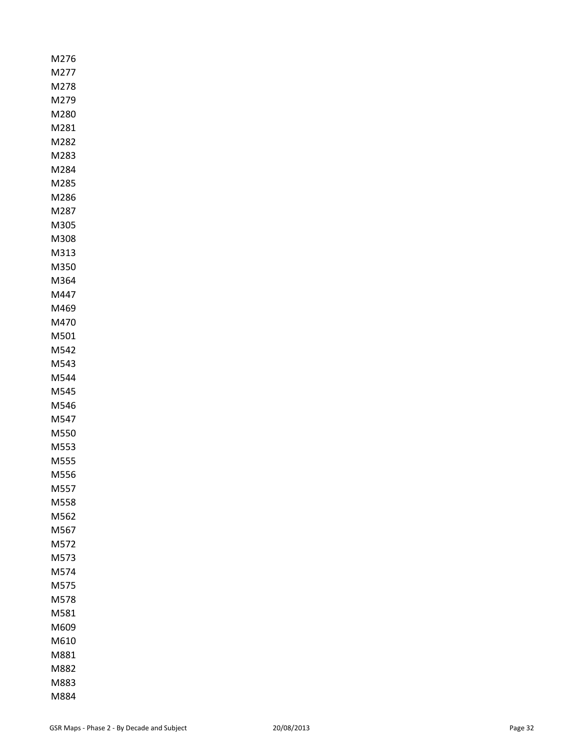M276
M277
M278
M279
M280
M281
M282
M283
M284
M285
M286
M287
M305
M308
M313
M350
M364
M447
M469
M470
M501
M542
M543
M544
M545
M546
M547
M550
M553
M555
M556
M557
M558
M562
M567
M572
M573
M574
M575
M578
M581
M609
M610
M881
M882
M883
M884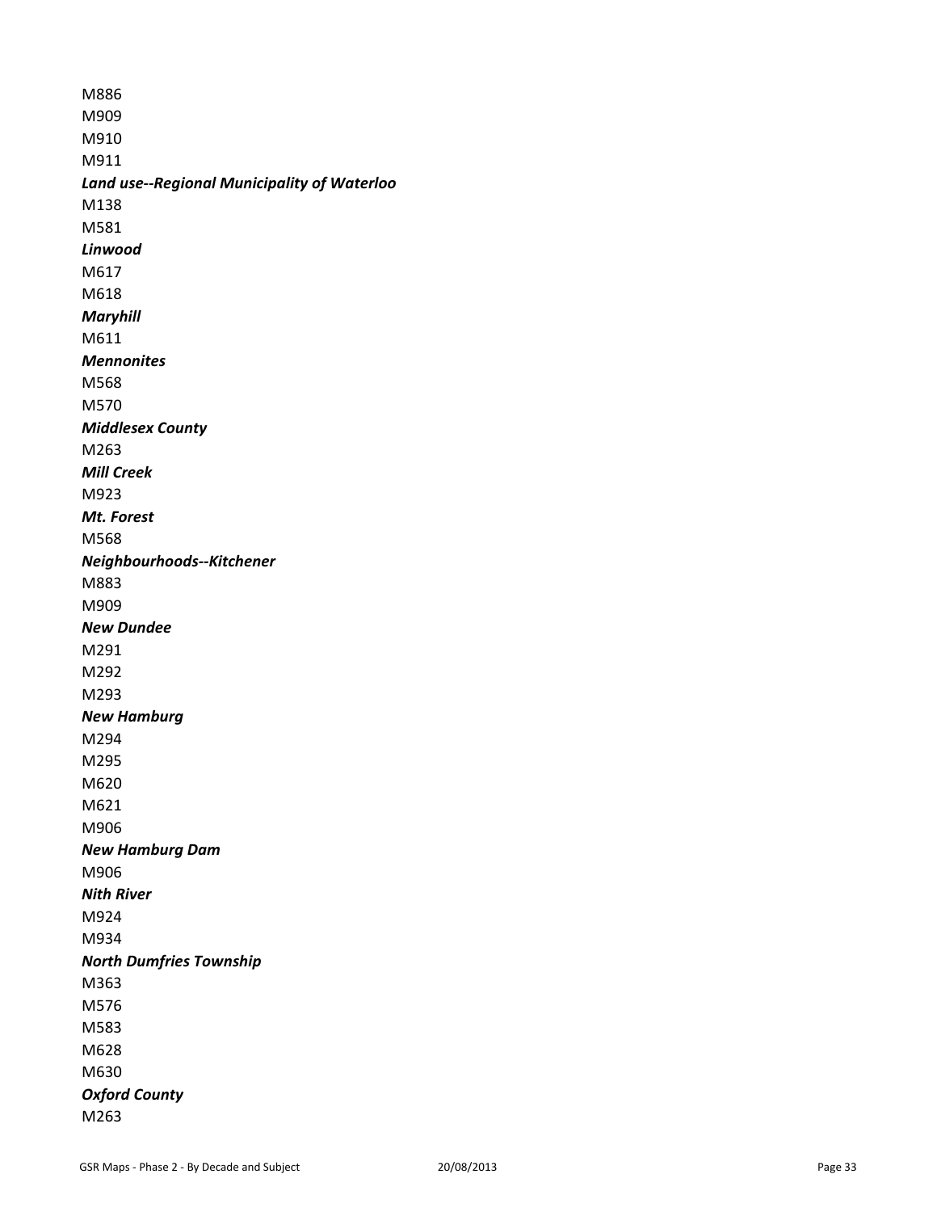M886
M909
M910
M911

***Land use--Regional Municipality of Waterloo***

M138
M581

***Linwood***

M617
M618

***Maryhill***

M611

***Mennonites***

M568
M570

***Middlesex County***

M263

***Mill Creek***

M923

***Mt. Forest***

M568

***Neighbourhoods--Kitchener***

M883
M909

***New Dundee***

M291
M292
M293

***New Hamburg***

M294
M295
M620
M621
M906

***New Hamburg Dam***

M906

***Nith River***

M924
M934

***North Dumfries Township***

M363
M576
M583
M628
M630

***Oxford County***

M263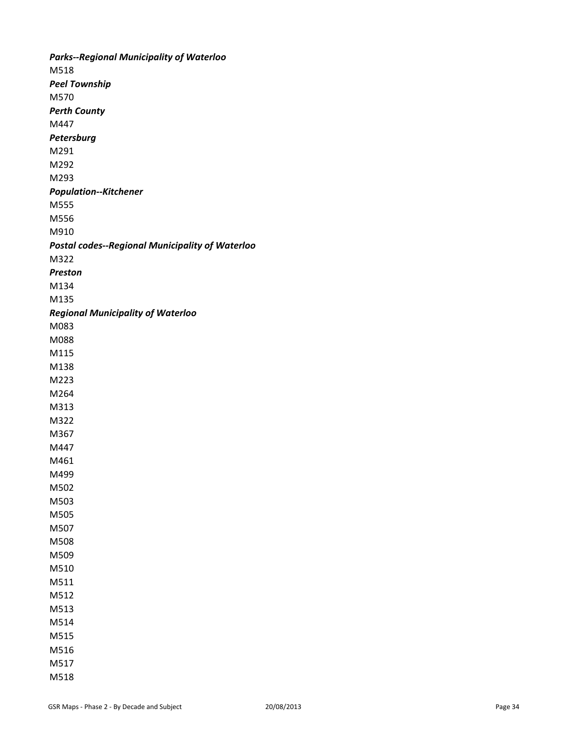***Parks--Regional Municipality of Waterloo***

M518

***Peel Township***

M570

***Perth County***

M447

***Petersburg***

M291

M292

M293

***Population--Kitchener***

M555

M556

M910

***Postal codes--Regional Municipality of Waterloo***

M322

***Preston***

M134

M135

***Regional Municipality of Waterloo***

M083

M088

M115

M138

M223

M264

M313

M322

M367

M447

M461

M499

M502

M503

M505

M507

M508

M509

M510

M511

M512

M513

M514

M515

M516

M517

M518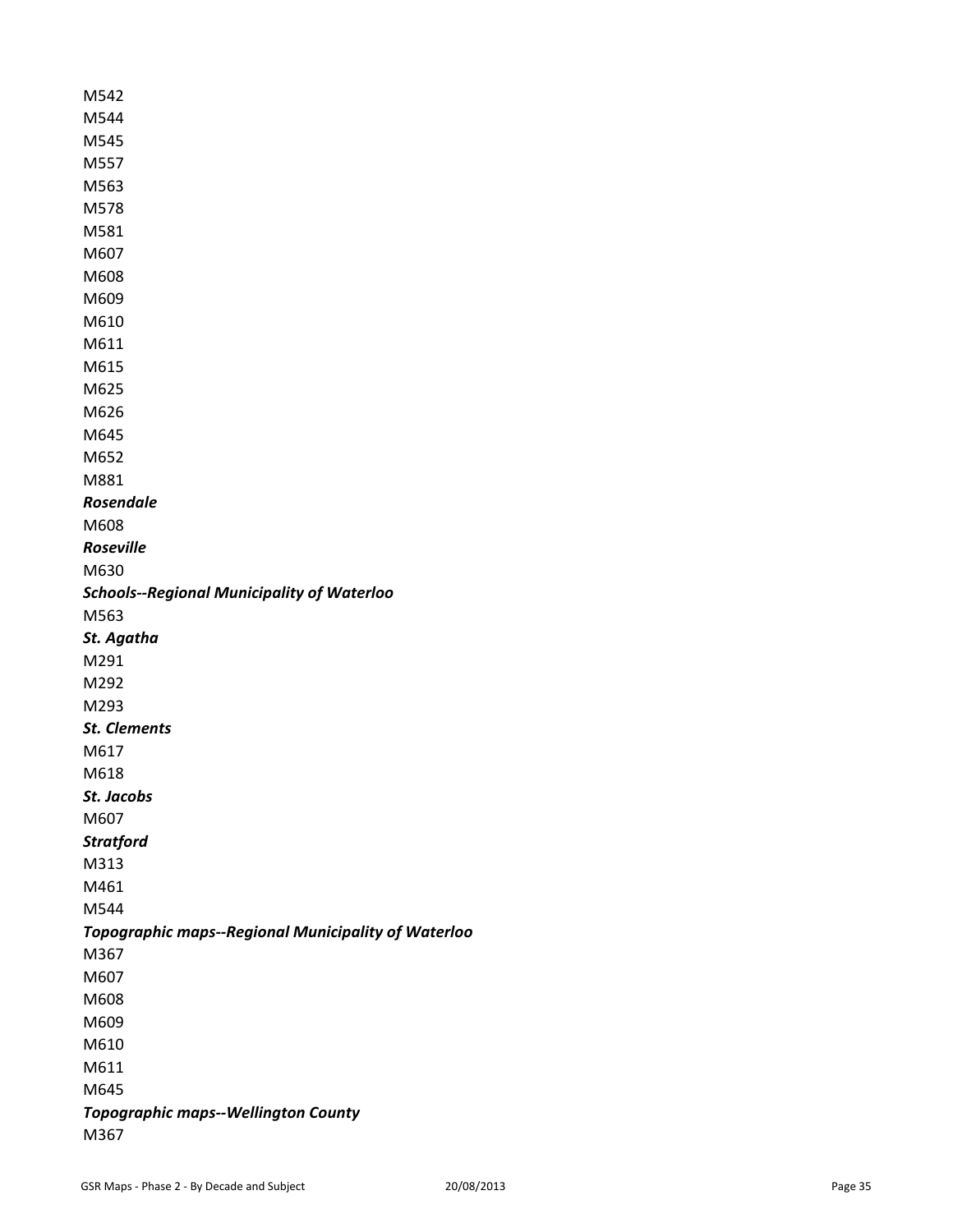M542
M544
M545
M557
M563
M578
M581
M607
M608
M609
M610
M611
M615
M625
M626
M645
M652
M881

***Rosendale***

M608

***Roseville***

M630

***Schools--Regional Municipality of Waterloo***

M563

***St. Agatha***

M291
M292
M293

***St. Clements***

M617
M618

***St. Jacobs***

M607

***Stratford***

M313
M461
M544

***Topographic maps--Regional Municipality of Waterloo***

M367
M607
M608
M609
M610
M611
M645

***Topographic maps--Wellington County***

M367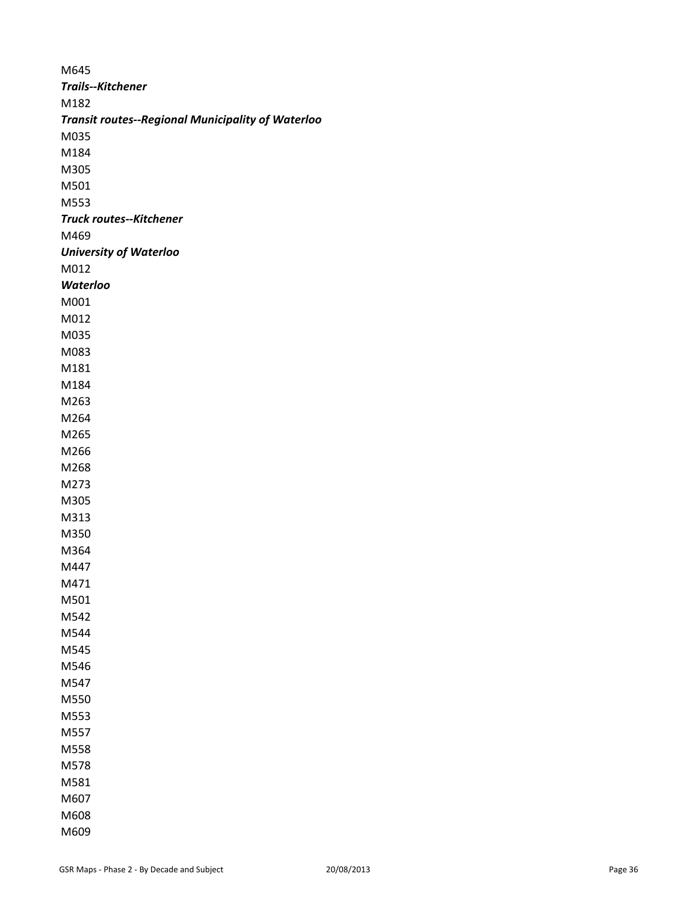M645

***Trails--Kitchener***

M182

***Transit routes--Regional Municipality of Waterloo***

M035

M184

M305

M501

M553

***Truck routes--Kitchener***

M469

***University of Waterloo***

M012

***Waterloo***

M001

M012

M035

M083

M181

M184

M263

M264

M265

M266

M268

M273

M305

M313

M350

M364

M447

M471

M501

M542

M544

M545

M546

M547

M550

M553

M557

M558

M578

M581

M607

M608

M609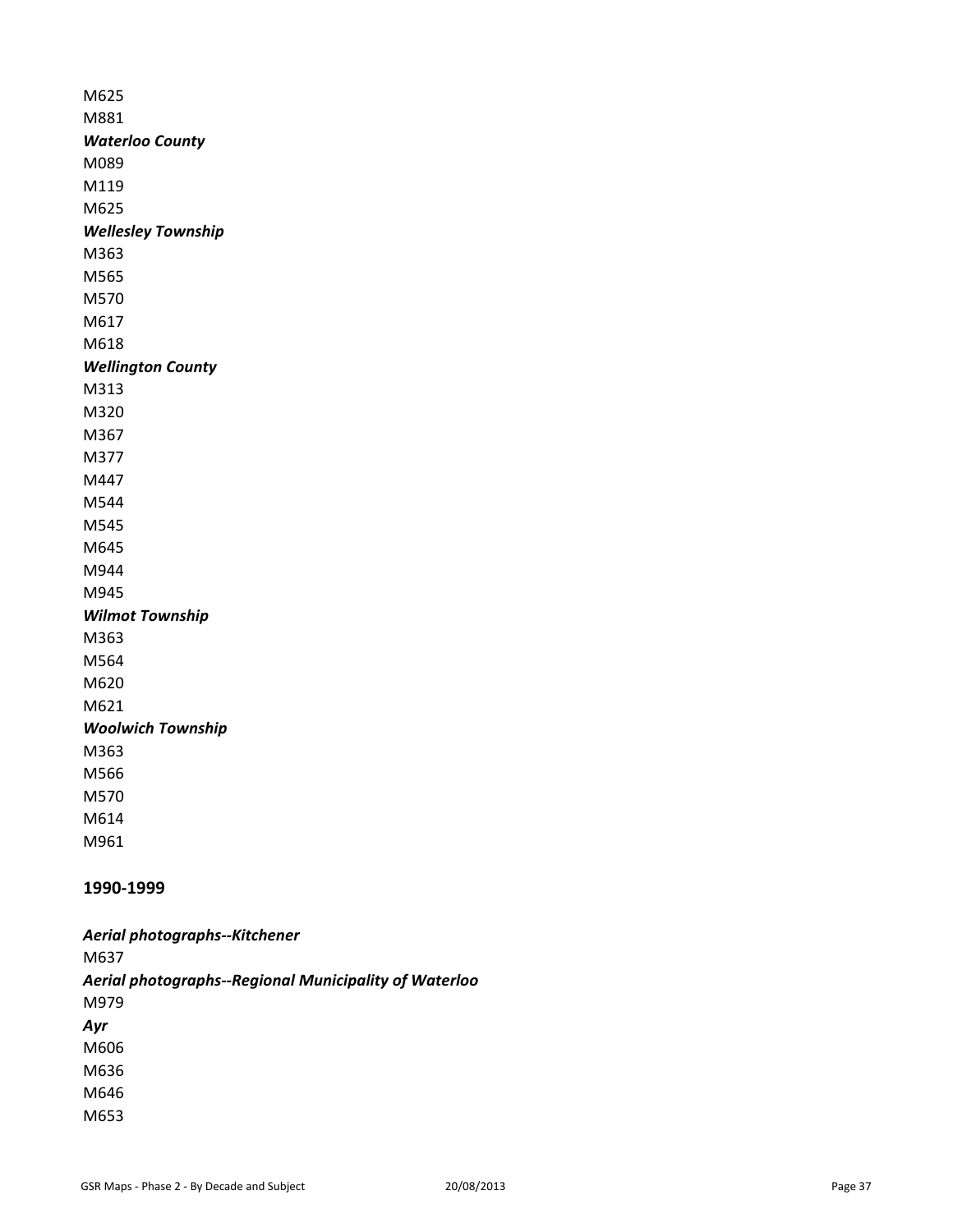M625
M881

***Waterloo County***

M089
M119
M625

***Wellesley Township***

M363
M565
M570
M617
M618

***Wellington County***

M313
M320
M367
M377
M447
M544
M545
M645
M944
M945

***Wilmot Township***

M363
M564
M620
M621

***Woolwich Township***

M363
M566
M570
M614
M961

## 1990-1999

***Aerial photographs--Kitchener***

M637

***Aerial photographs--Regional Municipality of Waterloo***

M979

***Ayr***

M606
M636
M646
M653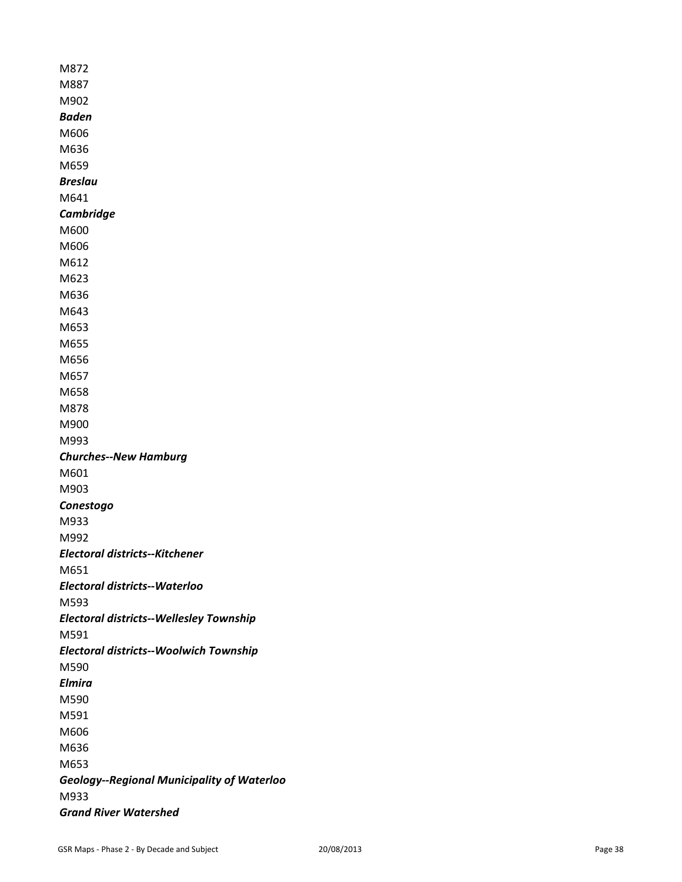M872
M887
M902
***Baden***
M606
M636
M659
***Breslau***
M641
***Cambridge***
M600
M606
M612
M623
M636
M643
M653
M655
M656
M657
M658
M878
M900
M993
***Churches--New Hamburg***
M601
M903
***Conestogo***
M933
M992
***Electoral districts--Kitchener***
M651
***Electoral districts--Waterloo***
M593
***Electoral districts--Wellesley Township***
M591
***Electoral districts--Woolwich Township***
M590
***Elmira***
M590
M591
M606
M636
M653
***Geology--Regional Municipality of Waterloo***
M933
***Grand River Watershed***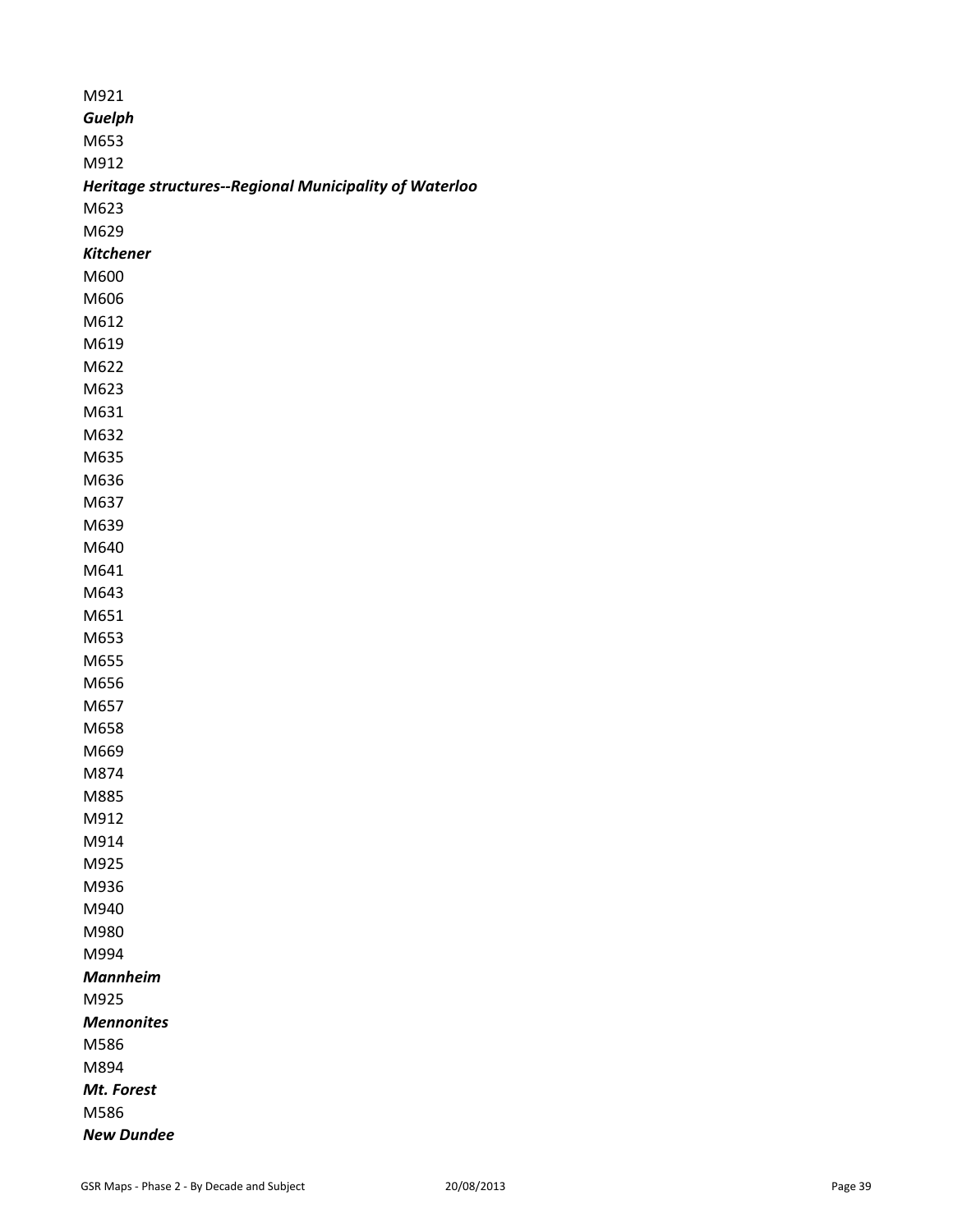M921

***Guelph***

M653

M912

***Heritage structures--Regional Municipality of Waterloo***

M623

M629

***Kitchener***

M600

M606

M612

M619

M622

M623

M631

M632

M635

M636

M637

M639

M640

M641

M643

M651

M653

M655

M656

M657

M658

M669

M874

M885

M912

M914

M925

M936

M940

M980

M994

***Mannheim***

M925

***Mennonites***

M586

M894

***Mt. Forest***

M586

***New Dundee***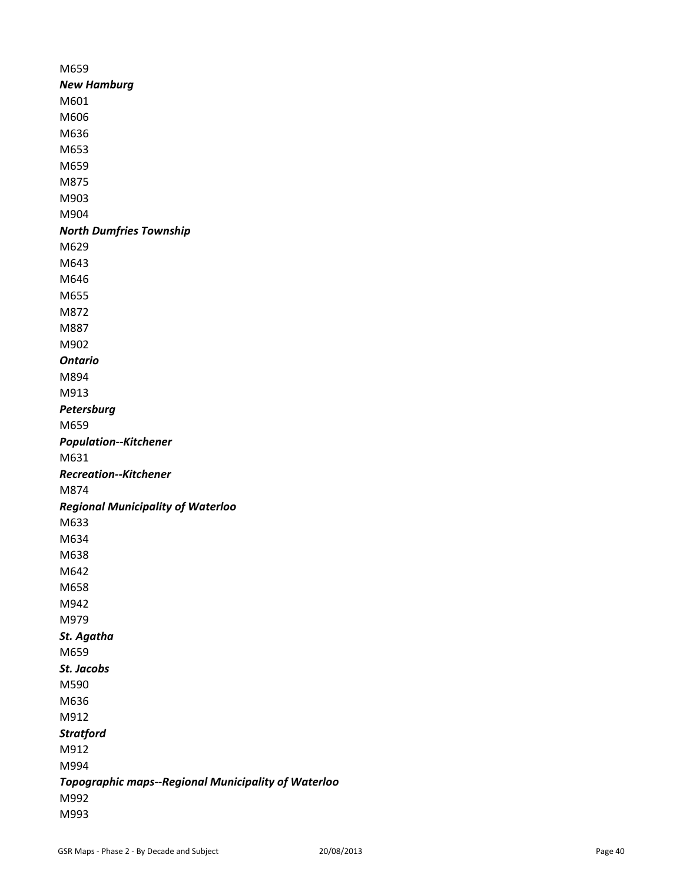M659

***New Hamburg***

M601

M606

M636

M653

M659

M875

M903

M904

***North Dumfries Township***

M629

M643

M646

M655

M872

M887

M902

***Ontario***

M894

M913

***Petersburg***

M659

***Population--Kitchener***

M631

***Recreation--Kitchener***

M874

***Regional Municipality of Waterloo***

M633

M634

M638

M642

M658

M942

M979

***St. Agatha***

M659

***St. Jacobs***

M590

M636

M912

***Stratford***

M912

M994

***Topographic maps--Regional Municipality of Waterloo***

M992

M993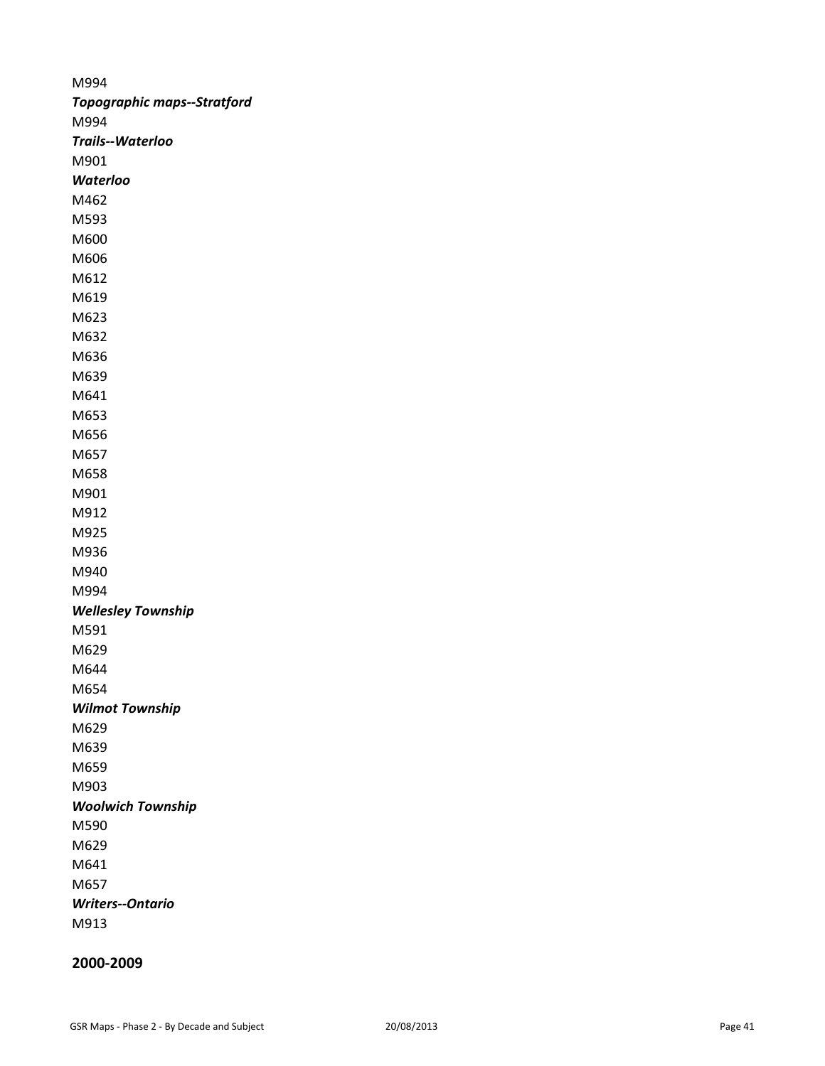M994

***Topographic maps--Stratford***

M994

***Trails--Waterloo***

M901

***Waterloo***

M462

M593

M600

M606

M612

M619

M623

M632

M636

M639

M641

M653

M656

M657

M658

M901

M912

M925

M936

M940

M994

***Wellesley Township***

M591

M629

M644

M654

***Wilmot Township***

M629

M639

M659

M903

***Woolwich Township***

M590

M629

M641

M657

***Writers--Ontario***

M913

## 2000-2009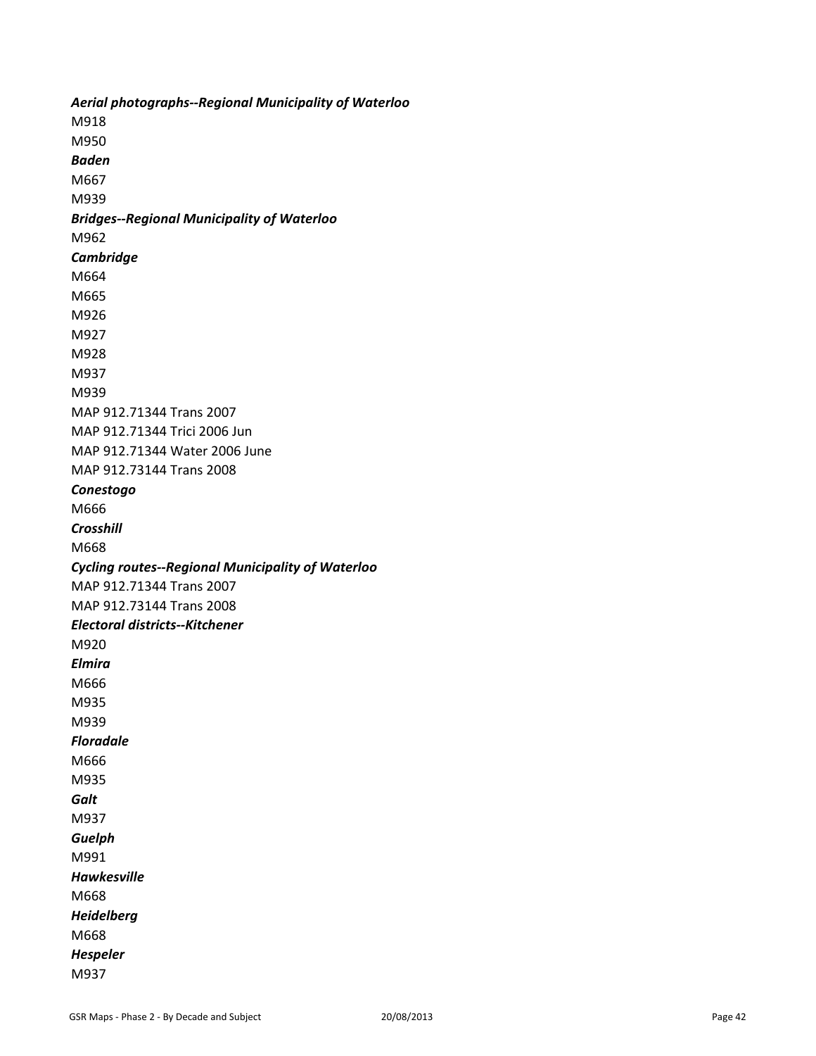***Aerial photographs--Regional Municipality of Waterloo***
M918
M950
***Baden***
M667
M939
***Bridges--Regional Municipality of Waterloo***
M962
***Cambridge***
M664
M665
M926
M927
M928
M937
M939
MAP 912.71344 Trans 2007
MAP 912.71344 Trici 2006 Jun
MAP 912.71344 Water 2006 June
MAP 912.73144 Trans 2008
***Conestogo***
M666
***Crosshill***
M668
***Cycling routes--Regional Municipality of Waterloo***
MAP 912.71344 Trans 2007
MAP 912.73144 Trans 2008
***Electoral districts--Kitchener***
M920
***Elmira***
M666
M935
M939
***Floradale***
M666
M935
***Galt***
M937
***Guelph***
M991
***Hawkesville***
M668
***Heidelberg***
M668
***Hespeler***
M937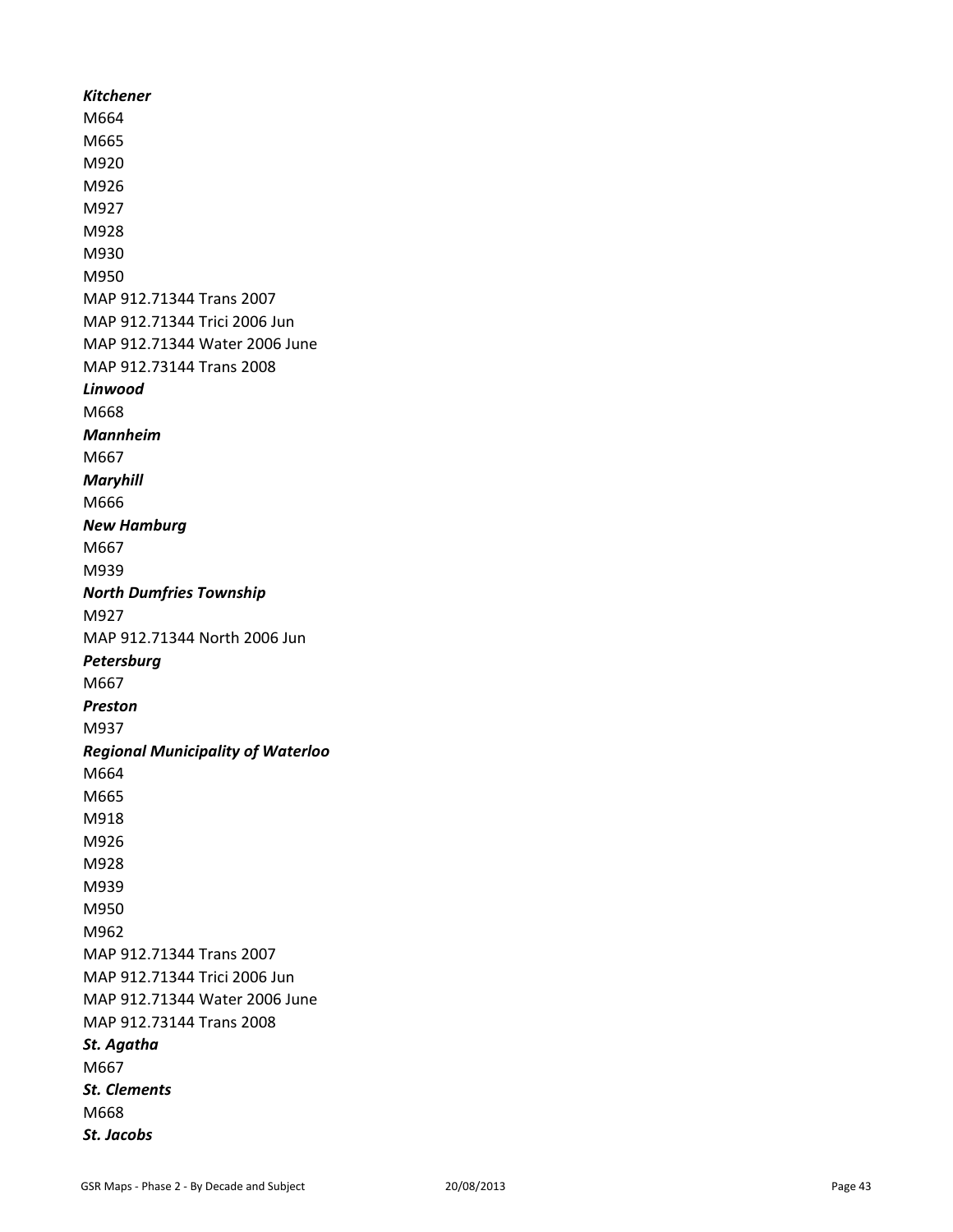***Kitchener***

M664

M665

M920

M926

M927

M928

M930

M950

MAP 912.71344 Trans 2007

MAP 912.71344 Trici 2006 Jun

MAP 912.71344 Water 2006 June

MAP 912.73144 Trans 2008

***Linwood***

M668

***Mannheim***

M667

***Maryhill***

M666

***New Hamburg***

M667

M939

***North Dumfries Township***

M927

MAP 912.71344 North 2006 Jun

***Petersburg***

M667

***Preston***

M937

***Regional Municipality of Waterloo***

M664

M665

M918

M926

M928

M939

M950

M962

MAP 912.71344 Trans 2007

MAP 912.71344 Trici 2006 Jun

MAP 912.71344 Water 2006 June

MAP 912.73144 Trans 2008

***St. Agatha***

M667

***St. Clements***

M668

***St. Jacobs***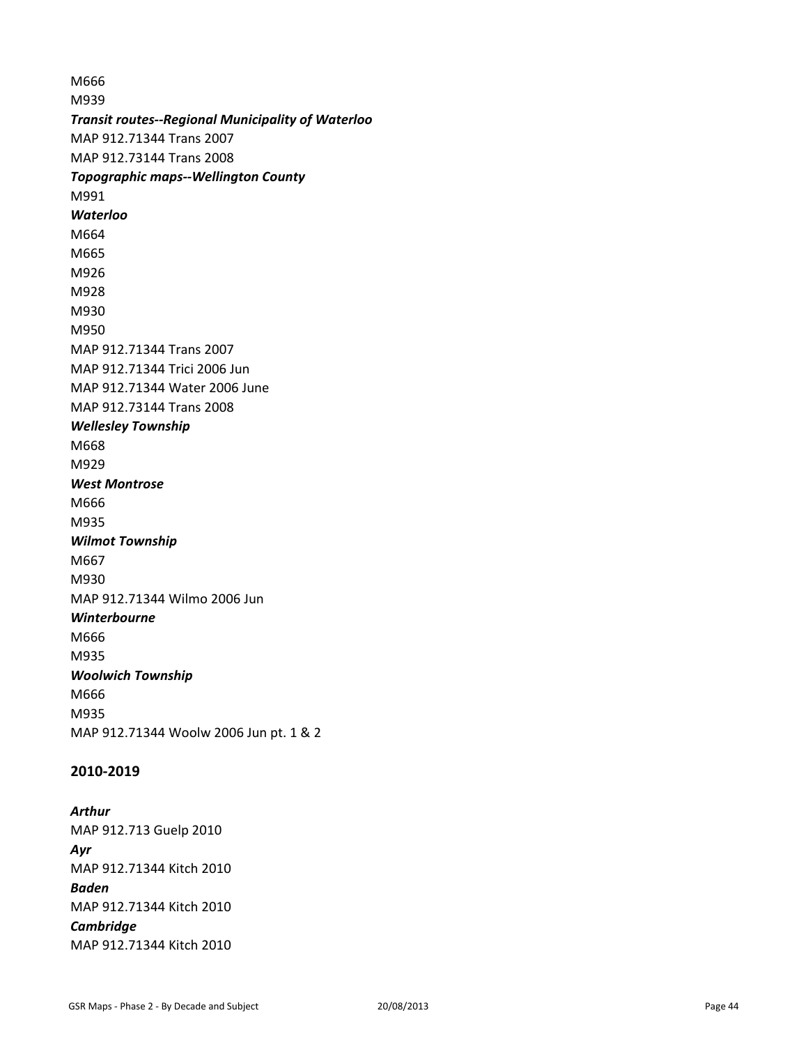M666
M939
***Transit routes--Regional Municipality of Waterloo***
MAP 912.71344 Trans 2007
MAP 912.73144 Trans 2008
***Topographic maps--Wellington County***
M991
***Waterloo***
M664
M665
M926
M928
M930
M950
MAP 912.71344 Trans 2007
MAP 912.71344 Trici 2006 Jun
MAP 912.71344 Water 2006 June
MAP 912.73144 Trans 2008
***Wellesley Township***
M668
M929
***West Montrose***
M666
M935
***Wilmot Township***
M667
M930
MAP 912.71344 Wilmo 2006 Jun
***Winterbourne***
M666
M935
***Woolwich Township***
M666
M935
MAP 912.71344 Woolw 2006 Jun pt. 1 & 2

## 2010-2019

***Arthur***
MAP 912.713 Guelp 2010
***Ayr***
MAP 912.71344 Kitch 2010
***Baden***
MAP 912.71344 Kitch 2010
***Cambridge***
MAP 912.71344 Kitch 2010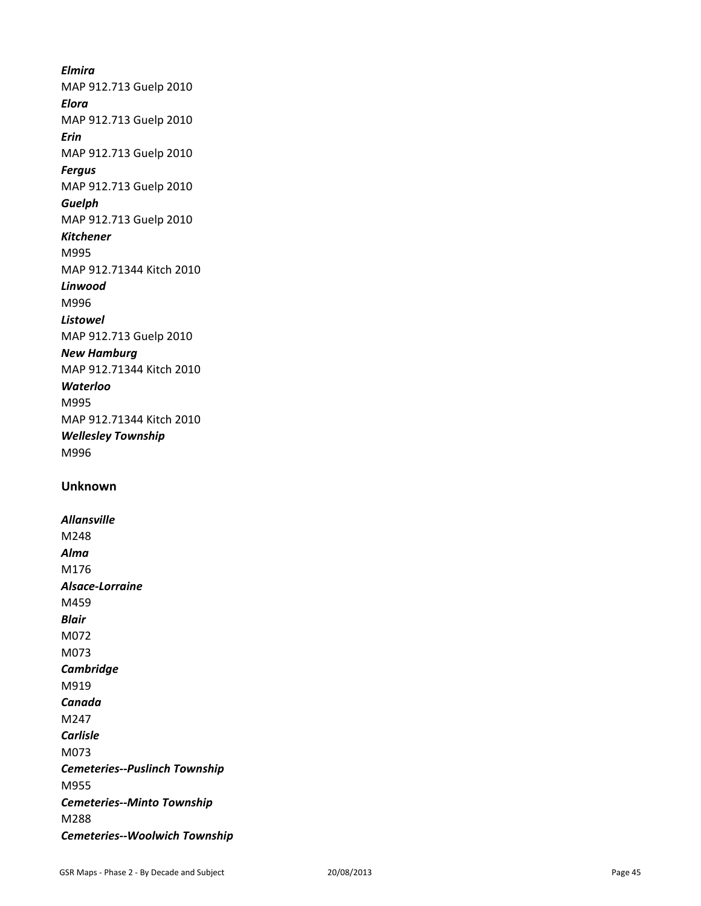*Elmira*
MAP 912.713 Guelp 2010
*Elora*
MAP 912.713 Guelp 2010
*Erin*
MAP 912.713 Guelp 2010
*Fergus*
MAP 912.713 Guelp 2010
*Guelph*
MAP 912.713 Guelp 2010
*Kitchener*
M995
MAP 912.71344 Kitch 2010
*Linwood*
M996
*Listowel*
MAP 912.713 Guelp 2010
*New Hamburg*
MAP 912.71344 Kitch 2010
*Waterloo*
M995
MAP 912.71344 Kitch 2010
*Wellesley Township*
M996

## Unknown

*Allansville*
M248
*Alma*
M176
*Alsace-Lorraine*
M459
*Blair*
M072
M073
*Cambridge*
M919
*Canada*
M247
*Carlisle*
M073
*Cemeteries--Puslinch Township*
M955
*Cemeteries--Minto Township*
M288
*Cemeteries--Woolwich Township*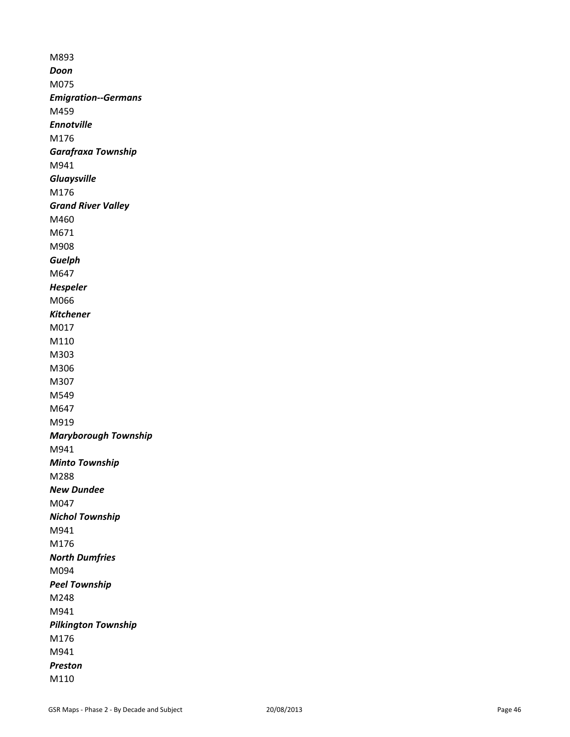M893

***Doon***

M075

***Emigration--Germans***

M459

***Ennotville***

M176

***Garafraxa Township***

M941

***Gluaysville***

M176

***Grand River Valley***

M460

M671

M908

***Guelph***

M647

***Hespeler***

M066

***Kitchener***

M017

M110

M303

M306

M307

M549

M647

M919

***Maryborough Township***

M941

***Minto Township***

M288

***New Dundee***

M047

***Nichol Township***

M941

M176

***North Dumfries***

M094

***Peel Township***

M248

M941

***Pilkington Township***

M176

M941

***Preston***

M110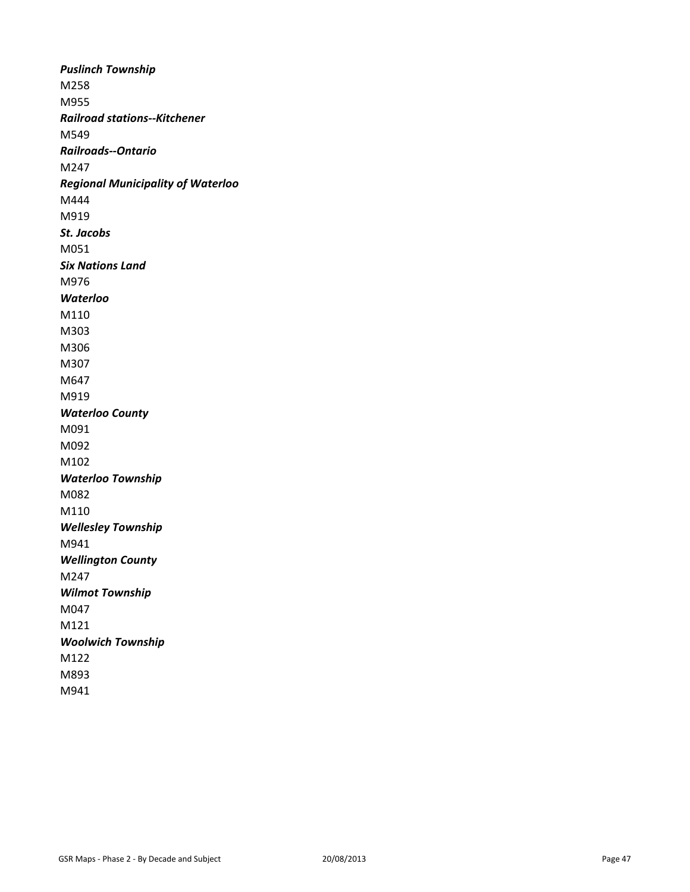***Puslinch Township***
M258
M955
***Railroad stations--Kitchener***
M549
***Railroads--Ontario***
M247
***Regional Municipality of Waterloo***
M444
M919
***St. Jacobs***
M051
***Six Nations Land***
M976
***Waterloo***
M110
M303
M306
M307
M647
M919
***Waterloo County***
M091
M092
M102
***Waterloo Township***
M082
M110
***Wellesley Township***
M941
***Wellington County***
M247
***Wilmot Township***
M047
M121
***Woolwich Township***
M122
M893
M941